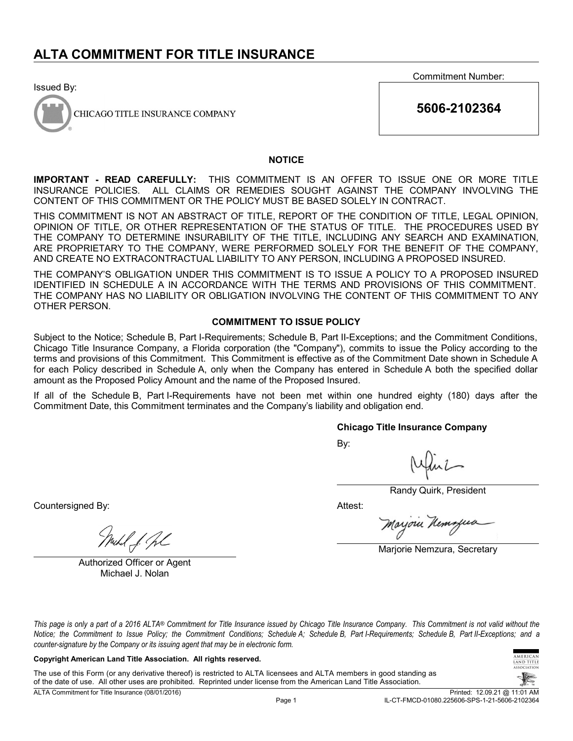# ALTA COMMITMENT FOR TITLE INSURANCE

Issued By:

CHICAGO TITLE INSURANCE COMPANY

Commitment Number:

**5606-2102364**

### NOTICE

**IMPORTANT - READ CAREFULLY:** THIS COMMITMENT IS AN OFFER TO ISSUE ONE OR MORE TITLE INSURANCE POLICIES. ALL CLAIMS OR REMEDIES SOUGHT AGAINST THE COMPANY INVOLVING THE CONTENT OF THIS COMMITMENT OR THE POLICY MUST BE BASED SOLELY IN CONTRACT.

THIS COMMITMENT IS NOT AN ABSTRACT OF TITLE, REPORT OF THE CONDITION OF TITLE, LEGAL OPINION, OPINION OF TITLE, OR OTHER REPRESENTATION OF THE STATUS OF TITLE. THE PROCEDURES USED BY THE COMPANY TO DETERMINE INSURABILITY OF THE TITLE, INCLUDING ANY SEARCH AND EXAMINATION, ARE PROPRIETARY TO THE COMPANY, WERE PERFORMED SOLELY FOR THE BENEFIT OF THE COMPANY, AND CREATE NO EXTRACONTRACTUAL LIABILITY TO ANY PERSON, INCLUDING A PROPOSED INSURED.

THE COMPANY'S OBLIGATION UNDER THIS COMMITMENT IS TO ISSUE A POLICY TO A PROPOSED INSURED IDENTIFIED IN SCHEDULE A IN ACCORDANCE WITH THE TERMS AND PROVISIONS OF THIS COMMITMENT. THE COMPANY HAS NO LIABILITY OR OBLIGATION INVOLVING THE CONTENT OF THIS COMMITMENT TO ANY OTHER PERSON.

### COMMITMENT TO ISSUE POLICY

Subject to the Notice; Schedule B, Part I-Requirements; Schedule B, Part II-Exceptions; and the Commitment Conditions, Chicago Title Insurance Company, a Florida corporation (the "Company"), commits to issue the Policy according to the terms and provisions of this Commitment. This Commitment is effective as of the Commitment Date shown in Schedule A for each Policy described in Schedule A, only when the Company has entered in Schedule A both the specified dollar amount as the Proposed Policy Amount and the name of the Proposed Insured.

If all of the Schedule B, Part I-Requirements have not been met within one hundred eighty (180) days after the Commitment Date, this Commitment terminates and the Company's liability and obligation end.

**Chicago Title Insurance Company**

By:

Randy Quirk, President

Attest:

Marjorie Nemzura, Secretary

Countersigned By:

Authorized Officer or Agent
Michael J. Nolan

*This page is only a part of a 2016 ALTA® Commitment for Title Insurance issued by Chicago Title Insurance Company. This Commitment is not valid without the Notice; the Commitment to Issue Policy; the Commitment Conditions; Schedule A; Schedule B, Part I-Requirements; Schedule B, Part II-Exceptions; and a counter-signature by the Company or its issuing agent that may be in electronic form.*

**Copyright American Land Title Association. All rights reserved.**

The use of this Form (or any derivative thereof) is restricted to ALTA licensees and ALTA members in good standing as of the date of use. All other uses are prohibited. Reprinted under license from the American Land Title Association.

ALTA Commitment for Title Insurance (08/01/2016) Printed: 12.09.21 @ 11:01 AM IL-CT-FMCD-01080.225606-SPS-1-21-5606-2102364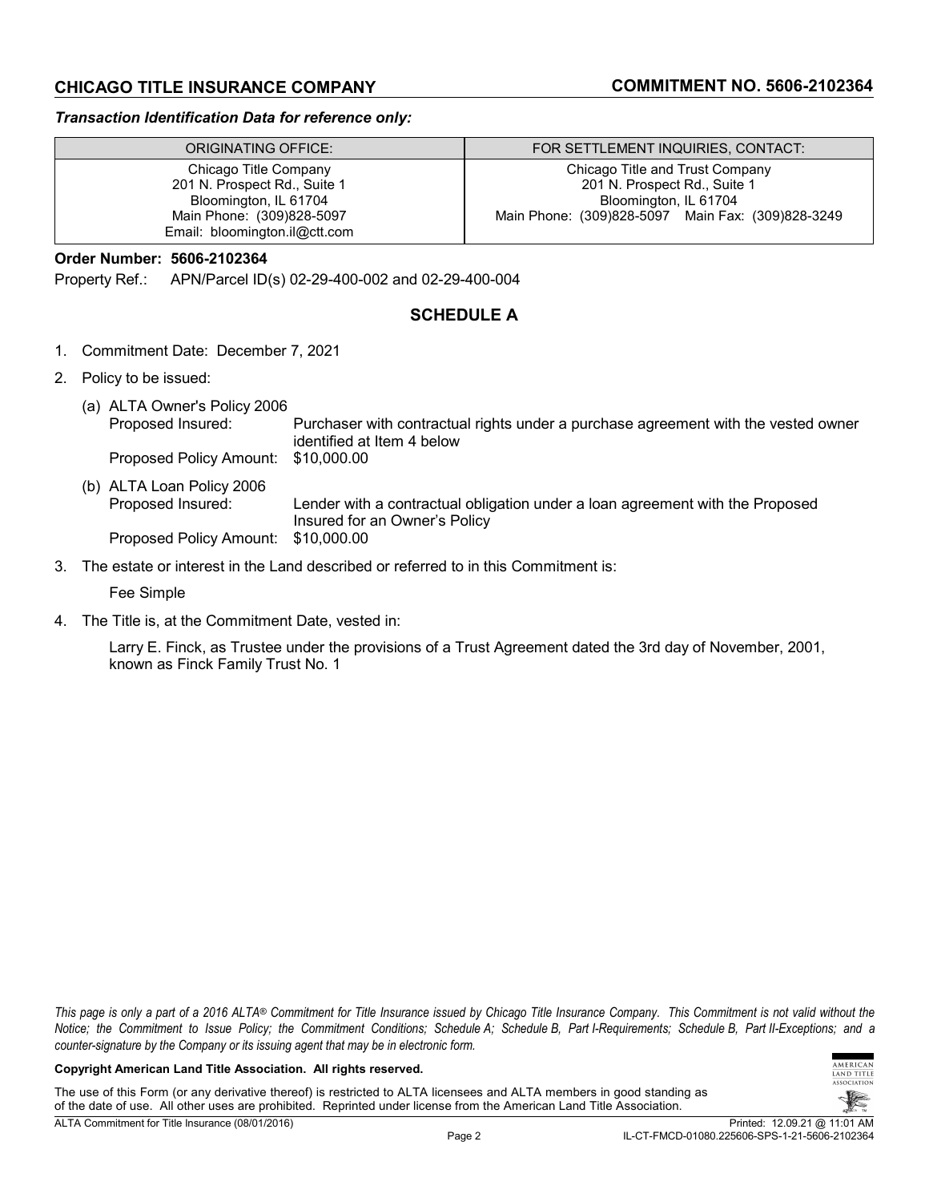## CHICAGO TITLE INSURANCE COMPANY — COMMITMENT NO. 5606-2102364

***Transaction Identification Data for reference only:***

| ORIGINATING OFFICE: | FOR SETTLEMENT INQUIRIES, CONTACT: |
|---|---|
| Chicago Title Company<br>201 N. Prospect Rd., Suite 1<br>Bloomington, IL 61704<br>Main Phone: (309)828-5097<br>Email: bloomington.il@ctt.com | Chicago Title and Trust Company<br>201 N. Prospect Rd., Suite 1<br>Bloomington, IL 61704<br>Main Phone: (309)828-5097 Main Fax: (309)828-3249 |

**Order Number: 5606-2102364**

Property Ref.: APN/Parcel ID(s) 02-29-400-002 and 02-29-400-004

## SCHEDULE A

1. Commitment Date: December 7, 2021
2. Policy to be issued:

   (a) ALTA Owner's Policy 2006
   Proposed Insured: Purchaser with contractual rights under a purchase agreement with the vested owner identified at Item 4 below
   Proposed Policy Amount: $10,000.00

   (b) ALTA Loan Policy 2006
   Proposed Insured: Lender with a contractual obligation under a loan agreement with the Proposed Insured for an Owner's Policy
   Proposed Policy Amount: $10,000.00

3. The estate or interest in the Land described or referred to in this Commitment is:

   Fee Simple

4. The Title is, at the Commitment Date, vested in:

   Larry E. Finck, as Trustee under the provisions of a Trust Agreement dated the 3rd day of November, 2001, known as Finck Family Trust No. 1

*This page is only a part of a 2016 ALTA® Commitment for Title Insurance issued by Chicago Title Insurance Company. This Commitment is not valid without the Notice; the Commitment to Issue Policy; the Commitment Conditions; Schedule A; Schedule B, Part I-Requirements; Schedule B, Part II-Exceptions; and a counter-signature by the Company or its issuing agent that may be in electronic form.*

**Copyright American Land Title Association. All rights reserved.**

The use of this Form (or any derivative thereof) is restricted to ALTA licensees and ALTA members in good standing as of the date of use. All other uses are prohibited. Reprinted under license from the American Land Title Association.

ALTA Commitment for Title Insurance (08/01/2016) — Printed: 12.09.21 @ 11:01 AM — IL-CT-FMCD-01080.225606-SPS-1-21-5606-2102364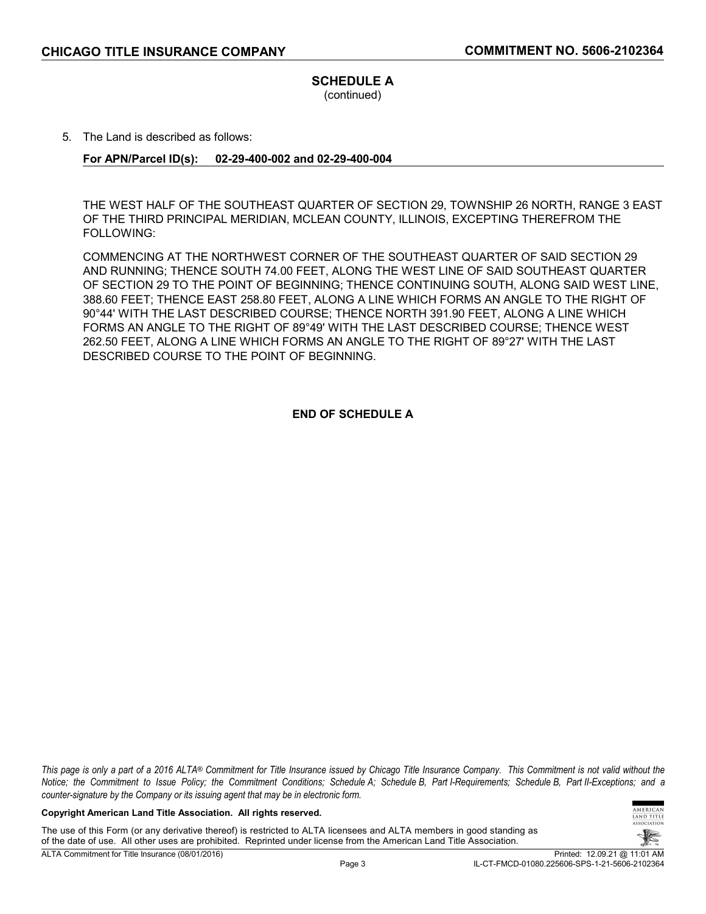## SCHEDULE A

(continued)

5. The Land is described as follows:

**For APN/Parcel ID(s): 02-29-400-002 and 02-29-400-004**

THE WEST HALF OF THE SOUTHEAST QUARTER OF SECTION 29, TOWNSHIP 26 NORTH, RANGE 3 EAST OF THE THIRD PRINCIPAL MERIDIAN, MCLEAN COUNTY, ILLINOIS, EXCEPTING THEREFROM THE FOLLOWING:

COMMENCING AT THE NORTHWEST CORNER OF THE SOUTHEAST QUARTER OF SAID SECTION 29 AND RUNNING; THENCE SOUTH 74.00 FEET, ALONG THE WEST LINE OF SAID SOUTHEAST QUARTER OF SECTION 29 TO THE POINT OF BEGINNING; THENCE CONTINUING SOUTH, ALONG SAID WEST LINE, 388.60 FEET; THENCE EAST 258.80 FEET, ALONG A LINE WHICH FORMS AN ANGLE TO THE RIGHT OF 90°44' WITH THE LAST DESCRIBED COURSE; THENCE NORTH 391.90 FEET, ALONG A LINE WHICH FORMS AN ANGLE TO THE RIGHT OF 89°49' WITH THE LAST DESCRIBED COURSE; THENCE WEST 262.50 FEET, ALONG A LINE WHICH FORMS AN ANGLE TO THE RIGHT OF 89°27' WITH THE LAST DESCRIBED COURSE TO THE POINT OF BEGINNING.

**END OF SCHEDULE A**

*This page is only a part of a 2016 ALTA® Commitment for Title Insurance issued by Chicago Title Insurance Company. This Commitment is not valid without the Notice; the Commitment to Issue Policy; the Commitment Conditions; Schedule A; Schedule B, Part I-Requirements; Schedule B, Part II-Exceptions; and a counter-signature by the Company or its issuing agent that may be in electronic form.*

**Copyright American Land Title Association. All rights reserved.**

The use of this Form (or any derivative thereof) is restricted to ALTA licensees and ALTA members in good standing as of the date of use. All other uses are prohibited. Reprinted under license from the American Land Title Association.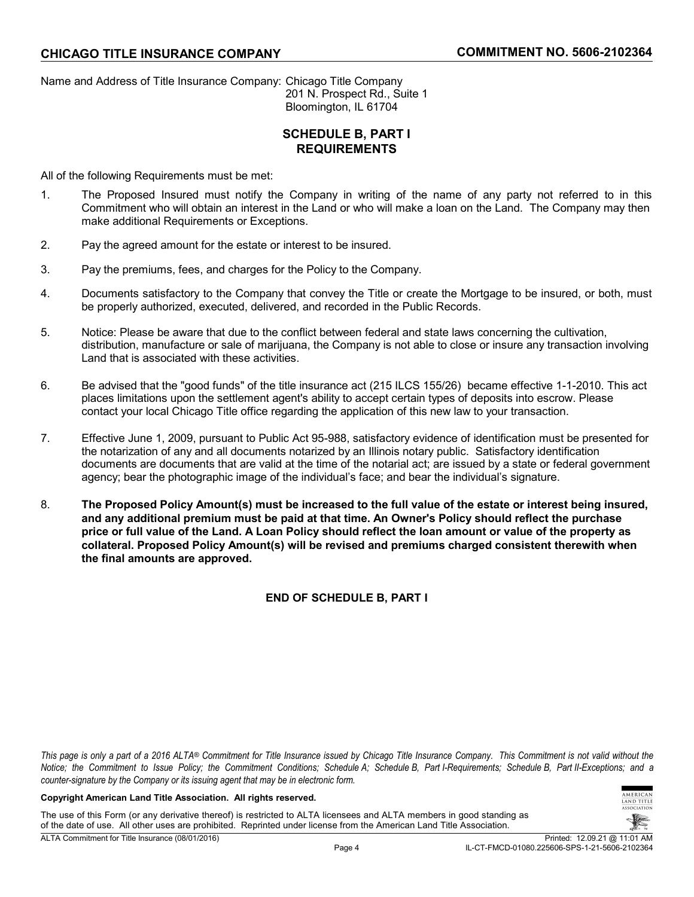Name and Address of Title Insurance Company: Chicago Title Company
201 N. Prospect Rd., Suite 1
Bloomington, IL 61704

## SCHEDULE B, PART I
## REQUIREMENTS

All of the following Requirements must be met:

1. The Proposed Insured must notify the Company in writing of the name of any party not referred to in this Commitment who will obtain an interest in the Land or who will make a loan on the Land. The Company may then make additional Requirements or Exceptions.

2. Pay the agreed amount for the estate or interest to be insured.

3. Pay the premiums, fees, and charges for the Policy to the Company.

4. Documents satisfactory to the Company that convey the Title or create the Mortgage to be insured, or both, must be properly authorized, executed, delivered, and recorded in the Public Records.

5. Notice: Please be aware that due to the conflict between federal and state laws concerning the cultivation, distribution, manufacture or sale of marijuana, the Company is not able to close or insure any transaction involving Land that is associated with these activities.

6. Be advised that the "good funds" of the title insurance act (215 ILCS 155/26) became effective 1-1-2010. This act places limitations upon the settlement agent's ability to accept certain types of deposits into escrow. Please contact your local Chicago Title office regarding the application of this new law to your transaction.

7. Effective June 1, 2009, pursuant to Public Act 95-988, satisfactory evidence of identification must be presented for the notarization of any and all documents notarized by an Illinois notary public. Satisfactory identification documents are documents that are valid at the time of the notarial act; are issued by a state or federal government agency; bear the photographic image of the individual's face; and bear the individual's signature.

8. **The Proposed Policy Amount(s) must be increased to the full value of the estate or interest being insured, and any additional premium must be paid at that time. An Owner's Policy should reflect the purchase price or full value of the Land. A Loan Policy should reflect the loan amount or value of the property as collateral. Proposed Policy Amount(s) will be revised and premiums charged consistent therewith when the final amounts are approved.**

**END OF SCHEDULE B, PART I**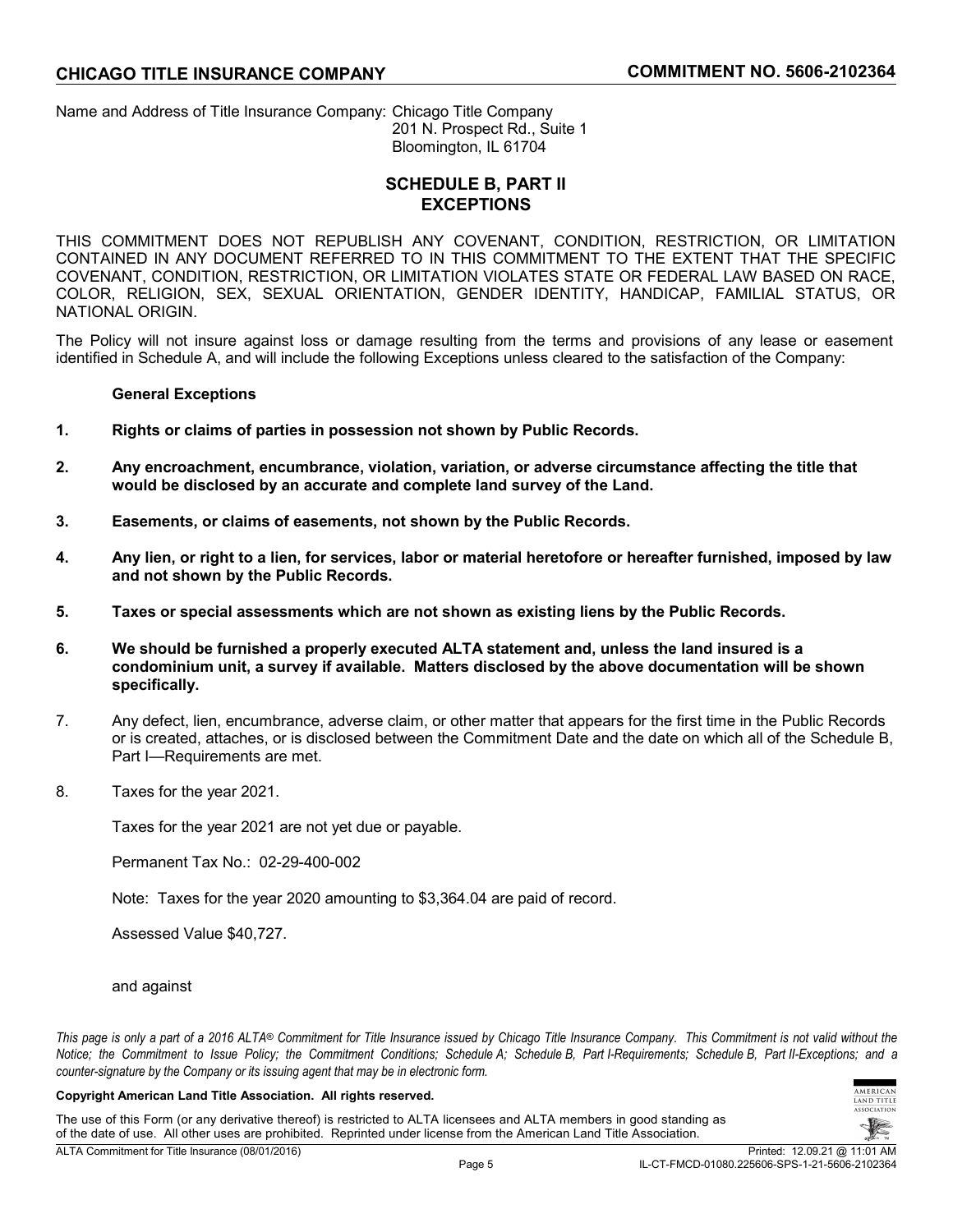Name and Address of Title Insurance Company: Chicago Title Company
201 N. Prospect Rd., Suite 1
Bloomington, IL 61704

## SCHEDULE B, PART II
## EXCEPTIONS

THIS COMMITMENT DOES NOT REPUBLISH ANY COVENANT, CONDITION, RESTRICTION, OR LIMITATION CONTAINED IN ANY DOCUMENT REFERRED TO IN THIS COMMITMENT TO THE EXTENT THAT THE SPECIFIC COVENANT, CONDITION, RESTRICTION, OR LIMITATION VIOLATES STATE OR FEDERAL LAW BASED ON RACE, COLOR, RELIGION, SEX, SEXUAL ORIENTATION, GENDER IDENTITY, HANDICAP, FAMILIAL STATUS, OR NATIONAL ORIGIN.

The Policy will not insure against loss or damage resulting from the terms and provisions of any lease or easement identified in Schedule A, and will include the following Exceptions unless cleared to the satisfaction of the Company:

**General Exceptions**

1. **Rights or claims of parties in possession not shown by Public Records.**

2. **Any encroachment, encumbrance, violation, variation, or adverse circumstance affecting the title that would be disclosed by an accurate and complete land survey of the Land.**

3. **Easements, or claims of easements, not shown by the Public Records.**

4. **Any lien, or right to a lien, for services, labor or material heretofore or hereafter furnished, imposed by law and not shown by the Public Records.**

5. **Taxes or special assessments which are not shown as existing liens by the Public Records.**

6. **We should be furnished a properly executed ALTA statement and, unless the land insured is a condominium unit, a survey if available. Matters disclosed by the above documentation will be shown specifically.**

7. Any defect, lien, encumbrance, adverse claim, or other matter that appears for the first time in the Public Records or is created, attaches, or is disclosed between the Commitment Date and the date on which all of the Schedule B, Part I—Requirements are met.

8. Taxes for the year 2021.

   Taxes for the year 2021 are not yet due or payable.

   Permanent Tax No.: 02-29-400-002

   Note: Taxes for the year 2020 amounting to $3,364.04 are paid of record.

   Assessed Value $40,727.

   and against

*This page is only a part of a 2016 ALTA® Commitment for Title Insurance issued by Chicago Title Insurance Company. This Commitment is not valid without the Notice; the Commitment to Issue Policy; the Commitment Conditions; Schedule A; Schedule B, Part I-Requirements; Schedule B, Part II-Exceptions; and a counter-signature by the Company or its issuing agent that may be in electronic form.*

**Copyright American Land Title Association. All rights reserved.**

The use of this Form (or any derivative thereof) is restricted to ALTA licensees and ALTA members in good standing as of the date of use. All other uses are prohibited. Reprinted under license from the American Land Title Association.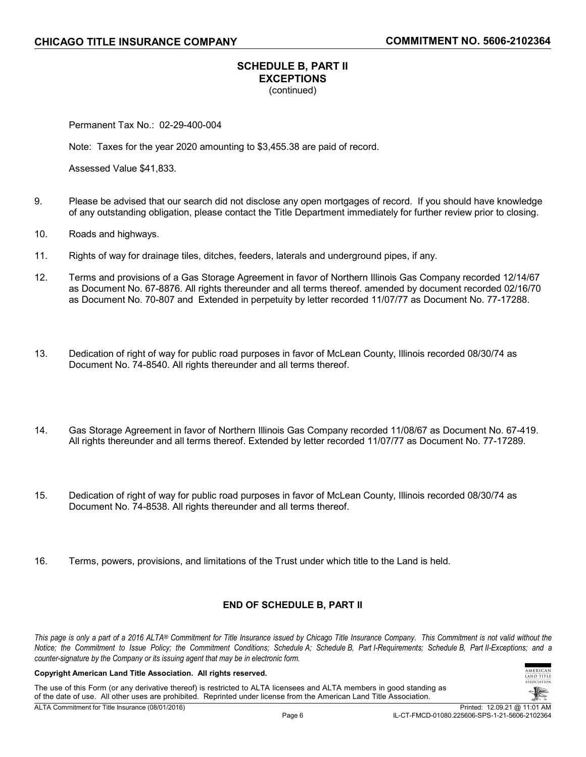## SCHEDULE B, PART II
## EXCEPTIONS
(continued)

Permanent Tax No.: 02-29-400-004

Note: Taxes for the year 2020 amounting to $3,455.38 are paid of record.

Assessed Value $41,833.

9. Please be advised that our search did not disclose any open mortgages of record. If you should have knowledge of any outstanding obligation, please contact the Title Department immediately for further review prior to closing.

10. Roads and highways.

11. Rights of way for drainage tiles, ditches, feeders, laterals and underground pipes, if any.

12. Terms and provisions of a Gas Storage Agreement in favor of Northern Illinois Gas Company recorded 12/14/67 as Document No. 67-8876. All rights thereunder and all terms thereof. amended by document recorded 02/16/70 as Document No. 70-807 and Extended in perpetuity by letter recorded 11/07/77 as Document No. 77-17288.

13. Dedication of right of way for public road purposes in favor of McLean County, Illinois recorded 08/30/74 as Document No. 74-8540. All rights thereunder and all terms thereof.

14. Gas Storage Agreement in favor of Northern Illinois Gas Company recorded 11/08/67 as Document No. 67-419. All rights thereunder and all terms thereof. Extended by letter recorded 11/07/77 as Document No. 77-17289.

15. Dedication of right of way for public road purposes in favor of McLean County, Illinois recorded 08/30/74 as Document No. 74-8538. All rights thereunder and all terms thereof.

16. Terms, powers, provisions, and limitations of the Trust under which title to the Land is held.

**END OF SCHEDULE B, PART II**

*This page is only a part of a 2016 ALTA® Commitment for Title Insurance issued by Chicago Title Insurance Company. This Commitment is not valid without the Notice; the Commitment to Issue Policy; the Commitment Conditions; Schedule A; Schedule B, Part I-Requirements; Schedule B, Part II-Exceptions; and a counter-signature by the Company or its issuing agent that may be in electronic form.*

**Copyright American Land Title Association. All rights reserved.**

The use of this Form (or any derivative thereof) is restricted to ALTA licensees and ALTA members in good standing as of the date of use. All other uses are prohibited. Reprinted under license from the American Land Title Association.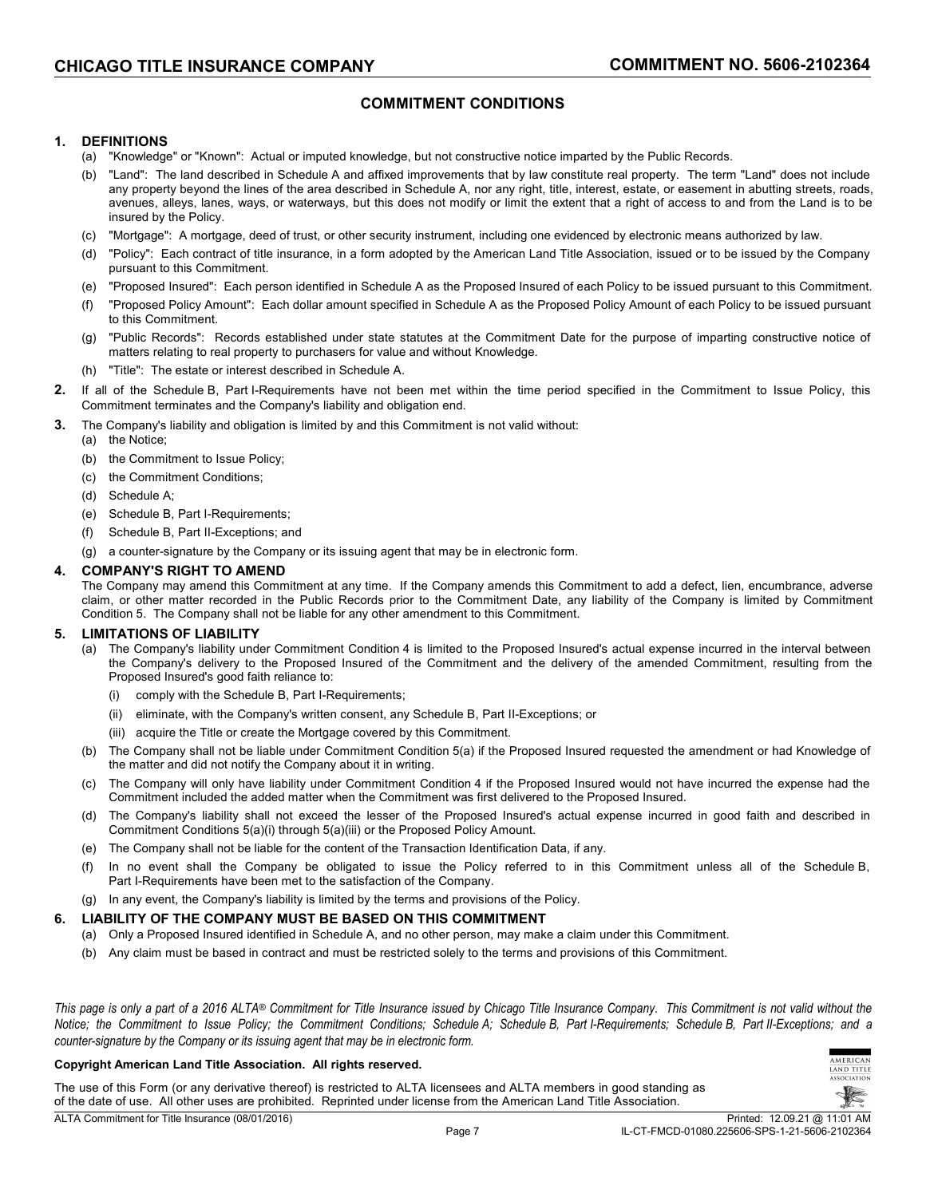## COMMITMENT CONDITIONS

### 1. DEFINITIONS

(a) "Knowledge" or "Known": Actual or imputed knowledge, but not constructive notice imparted by the Public Records.

(b) "Land": The land described in Schedule A and affixed improvements that by law constitute real property. The term "Land" does not include any property beyond the lines of the area described in Schedule A, nor any right, title, interest, estate, or easement in abutting streets, roads, avenues, alleys, lanes, ways, or waterways, but this does not modify or limit the extent that a right of access to and from the Land is to be insured by the Policy.

(c) "Mortgage": A mortgage, deed of trust, or other security instrument, including one evidenced by electronic means authorized by law.

(d) "Policy": Each contract of title insurance, in a form adopted by the American Land Title Association, issued or to be issued by the Company pursuant to this Commitment.

(e) "Proposed Insured": Each person identified in Schedule A as the Proposed Insured of each Policy to be issued pursuant to this Commitment.

(f) "Proposed Policy Amount": Each dollar amount specified in Schedule A as the Proposed Policy Amount of each Policy to be issued pursuant to this Commitment.

(g) "Public Records": Records established under state statutes at the Commitment Date for the purpose of imparting constructive notice of matters relating to real property to purchasers for value and without Knowledge.

(h) "Title": The estate or interest described in Schedule A.

**2.** If all of the Schedule B, Part I-Requirements have not been met within the time period specified in the Commitment to Issue Policy, this Commitment terminates and the Company's liability and obligation end.

**3.** The Company's liability and obligation is limited by and this Commitment is not valid without:

(a) the Notice;

(b) the Commitment to Issue Policy;

(c) the Commitment Conditions;

(d) Schedule A;

(e) Schedule B, Part I-Requirements;

(f) Schedule B, Part II-Exceptions; and

(g) a counter-signature by the Company or its issuing agent that may be in electronic form.

### 4. COMPANY'S RIGHT TO AMEND

The Company may amend this Commitment at any time. If the Company amends this Commitment to add a defect, lien, encumbrance, adverse claim, or other matter recorded in the Public Records prior to the Commitment Date, any liability of the Company is limited by Commitment Condition 5. The Company shall not be liable for any other amendment to this Commitment.

### 5. LIMITATIONS OF LIABILITY

(a) The Company's liability under Commitment Condition 4 is limited to the Proposed Insured's actual expense incurred in the interval between the Company's delivery to the Proposed Insured of the Commitment and the delivery of the amended Commitment, resulting from the Proposed Insured's good faith reliance to:

- (i) comply with the Schedule B, Part I-Requirements;
- (ii) eliminate, with the Company's written consent, any Schedule B, Part II-Exceptions; or
- (iii) acquire the Title or create the Mortgage covered by this Commitment.

(b) The Company shall not be liable under Commitment Condition 5(a) if the Proposed Insured requested the amendment or had Knowledge of the matter and did not notify the Company about it in writing.

(c) The Company will only have liability under Commitment Condition 4 if the Proposed Insured would not have incurred the expense had the Commitment included the added matter when the Commitment was first delivered to the Proposed Insured.

(d) The Company's liability shall not exceed the lesser of the Proposed Insured's actual expense incurred in good faith and described in Commitment Conditions 5(a)(i) through 5(a)(iii) or the Proposed Policy Amount.

(e) The Company shall not be liable for the content of the Transaction Identification Data, if any.

(f) In no event shall the Company be obligated to issue the Policy referred to in this Commitment unless all of the Schedule B, Part I-Requirements have been met to the satisfaction of the Company.

(g) In any event, the Company's liability is limited by the terms and provisions of the Policy.

### 6. LIABILITY OF THE COMPANY MUST BE BASED ON THIS COMMITMENT

(a) Only a Proposed Insured identified in Schedule A, and no other person, may make a claim under this Commitment.

(b) Any claim must be based in contract and must be restricted solely to the terms and provisions of this Commitment.

*This page is only a part of a 2016 ALTA® Commitment for Title Insurance issued by Chicago Title Insurance Company. This Commitment is not valid without the Notice; the Commitment to Issue Policy; the Commitment Conditions; Schedule A; Schedule B, Part I-Requirements; Schedule B, Part II-Exceptions; and a counter-signature by the Company or its issuing agent that may be in electronic form.*

**Copyright American Land Title Association. All rights reserved.**

The use of this Form (or any derivative thereof) is restricted to ALTA licensees and ALTA members in good standing as of the date of use. All other uses are prohibited. Reprinted under license from the American Land Title Association.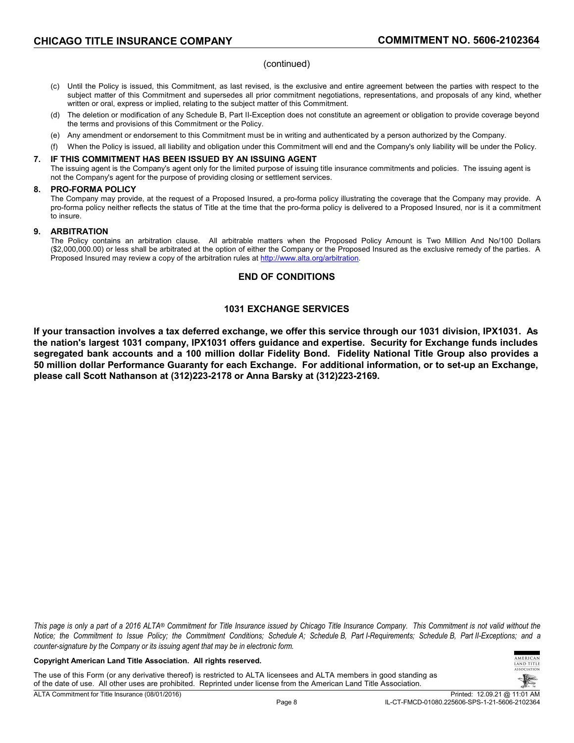(continued)

(c) Until the Policy is issued, this Commitment, as last revised, is the exclusive and entire agreement between the parties with respect to the subject matter of this Commitment and supersedes all prior commitment negotiations, representations, and proposals of any kind, whether written or oral, express or implied, relating to the subject matter of this Commitment.

(d) The deletion or modification of any Schedule B, Part II-Exception does not constitute an agreement or obligation to provide coverage beyond the terms and provisions of this Commitment or the Policy.

(e) Any amendment or endorsement to this Commitment must be in writing and authenticated by a person authorized by the Company.

(f) When the Policy is issued, all liability and obligation under this Commitment will end and the Company's only liability will be under the Policy.

**7. IF THIS COMMITMENT HAS BEEN ISSUED BY AN ISSUING AGENT**

The issuing agent is the Company's agent only for the limited purpose of issuing title insurance commitments and policies. The issuing agent is not the Company's agent for the purpose of providing closing or settlement services.

**8. PRO-FORMA POLICY**

The Company may provide, at the request of a Proposed Insured, a pro-forma policy illustrating the coverage that the Company may provide. A pro-forma policy neither reflects the status of Title at the time that the pro-forma policy is delivered to a Proposed Insured, nor is it a commitment to insure.

**9. ARBITRATION**

The Policy contains an arbitration clause. All arbitrable matters when the Proposed Policy Amount is Two Million And No/100 Dollars ($2,000,000.00) or less shall be arbitrated at the option of either the Company or the Proposed Insured as the exclusive remedy of the parties. A Proposed Insured may review a copy of the arbitration rules at http://www.alta.org/arbitration.

## END OF CONDITIONS

## 1031 EXCHANGE SERVICES

**If your transaction involves a tax deferred exchange, we offer this service through our 1031 division, IPX1031. As the nation's largest 1031 company, IPX1031 offers guidance and expertise. Security for Exchange funds includes segregated bank accounts and a 100 million dollar Fidelity Bond. Fidelity National Title Group also provides a 50 million dollar Performance Guaranty for each Exchange. For additional information, or to set-up an Exchange, please call Scott Nathanson at (312)223-2178 or Anna Barsky at (312)223-2169.**

*This page is only a part of a 2016 ALTA® Commitment for Title Insurance issued by Chicago Title Insurance Company. This Commitment is not valid without the Notice; the Commitment to Issue Policy; the Commitment Conditions; Schedule A; Schedule B, Part I-Requirements; Schedule B, Part II-Exceptions; and a counter-signature by the Company or its issuing agent that may be in electronic form.*

**Copyright American Land Title Association. All rights reserved.**

The use of this Form (or any derivative thereof) is restricted to ALTA licensees and ALTA members in good standing as of the date of use. All other uses are prohibited. Reprinted under license from the American Land Title Association.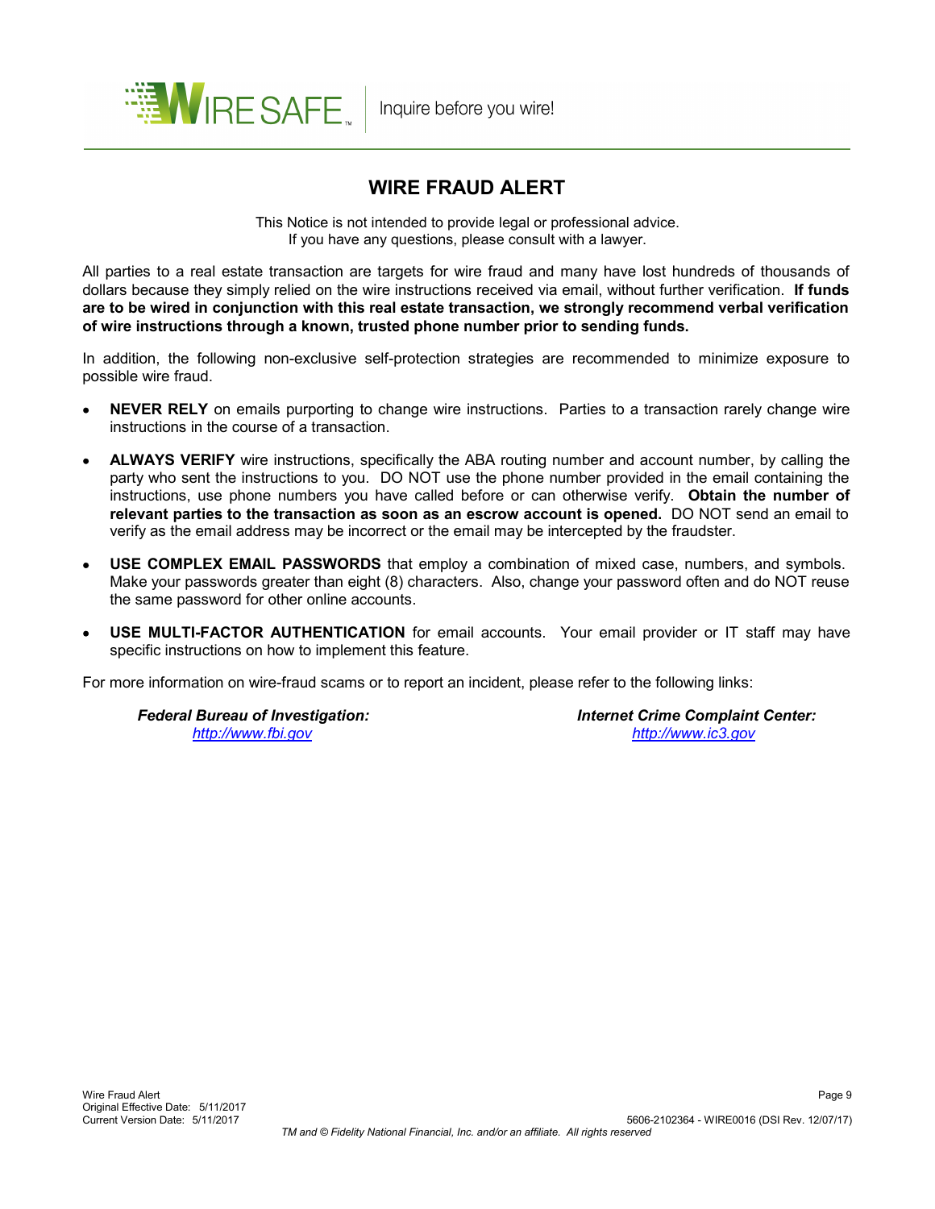WIRE SAFE™ | Inquire before you wire!

# WIRE FRAUD ALERT

This Notice is not intended to provide legal or professional advice.
If you have any questions, please consult with a lawyer.

All parties to a real estate transaction are targets for wire fraud and many have lost hundreds of thousands of dollars because they simply relied on the wire instructions received via email, without further verification. **If funds are to be wired in conjunction with this real estate transaction, we strongly recommend verbal verification of wire instructions through a known, trusted phone number prior to sending funds.**

In addition, the following non-exclusive self-protection strategies are recommended to minimize exposure to possible wire fraud.

- **NEVER RELY** on emails purporting to change wire instructions. Parties to a transaction rarely change wire instructions in the course of a transaction.
- **ALWAYS VERIFY** wire instructions, specifically the ABA routing number and account number, by calling the party who sent the instructions to you. DO NOT use the phone number provided in the email containing the instructions, use phone numbers you have called before or can otherwise verify. **Obtain the number of relevant parties to the transaction as soon as an escrow account is opened.** DO NOT send an email to verify as the email address may be incorrect or the email may be intercepted by the fraudster.
- **USE COMPLEX EMAIL PASSWORDS** that employ a combination of mixed case, numbers, and symbols. Make your passwords greater than eight (8) characters. Also, change your password often and do NOT reuse the same password for other online accounts.
- **USE MULTI-FACTOR AUTHENTICATION** for email accounts. Your email provider or IT staff may have specific instructions on how to implement this feature.

For more information on wire-fraud scams or to report an incident, please refer to the following links:

***Federal Bureau of Investigation:***
[http://www.fbi.gov](http://www.fbi.gov)

***Internet Crime Complaint Center:***
[http://www.ic3.gov](http://www.ic3.gov)

Wire Fraud Alert
Original Effective Date: 5/11/2017
Current Version Date: 5/11/2017

5606-2102364 - WIRE0016 (DSI Rev. 12/07/17)

*TM and © Fidelity National Financial, Inc. and/or an affiliate. All rights reserved*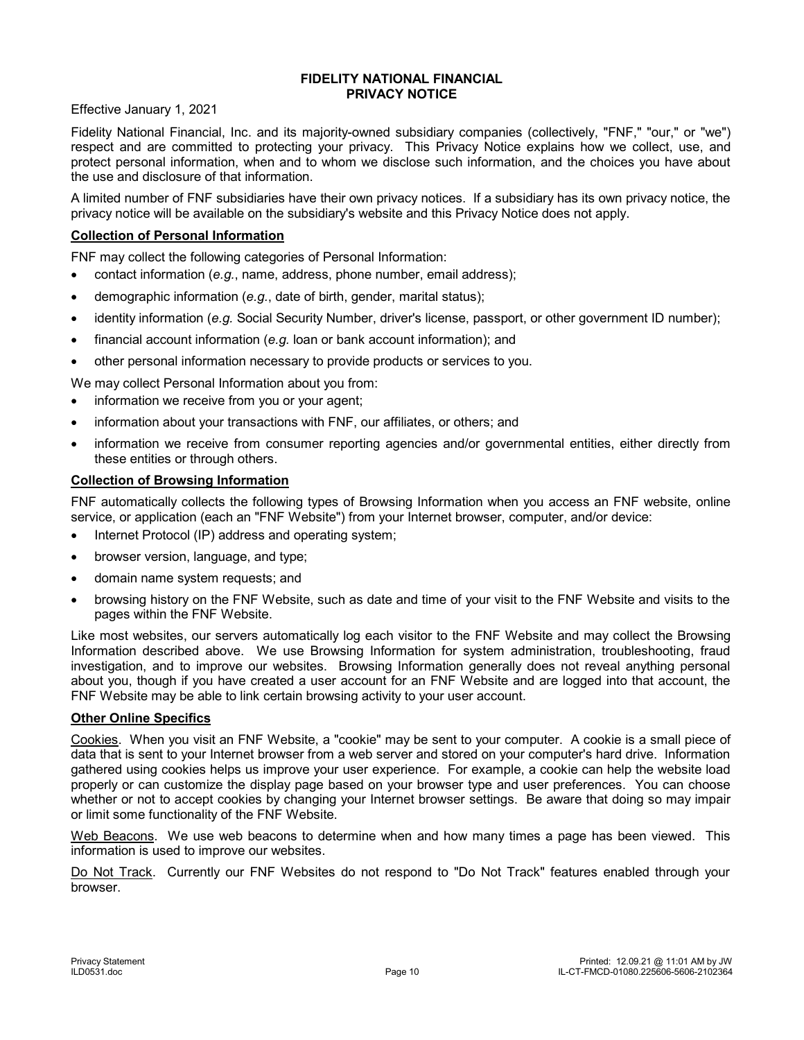# FIDELITY NATIONAL FINANCIAL
# PRIVACY NOTICE

Effective January 1, 2021

Fidelity National Financial, Inc. and its majority-owned subsidiary companies (collectively, "FNF," "our," or "we") respect and are committed to protecting your privacy. This Privacy Notice explains how we collect, use, and protect personal information, when and to whom we disclose such information, and the choices you have about the use and disclosure of that information.

A limited number of FNF subsidiaries have their own privacy notices. If a subsidiary has its own privacy notice, the privacy notice will be available on the subsidiary's website and this Privacy Notice does not apply.

## Collection of Personal Information

FNF may collect the following categories of Personal Information:

- contact information (*e.g.*, name, address, phone number, email address);
- demographic information (*e.g.*, date of birth, gender, marital status);
- identity information (*e.g.* Social Security Number, driver's license, passport, or other government ID number);
- financial account information (*e.g.* loan or bank account information); and
- other personal information necessary to provide products or services to you.

We may collect Personal Information about you from:

- information we receive from you or your agent;
- information about your transactions with FNF, our affiliates, or others; and
- information we receive from consumer reporting agencies and/or governmental entities, either directly from these entities or through others.

## Collection of Browsing Information

FNF automatically collects the following types of Browsing Information when you access an FNF website, online service, or application (each an "FNF Website") from your Internet browser, computer, and/or device:

- Internet Protocol (IP) address and operating system;
- browser version, language, and type;
- domain name system requests; and
- browsing history on the FNF Website, such as date and time of your visit to the FNF Website and visits to the pages within the FNF Website.

Like most websites, our servers automatically log each visitor to the FNF Website and may collect the Browsing Information described above. We use Browsing Information for system administration, troubleshooting, fraud investigation, and to improve our websites. Browsing Information generally does not reveal anything personal about you, though if you have created a user account for an FNF Website and are logged into that account, the FNF Website may be able to link certain browsing activity to your user account.

## Other Online Specifics

Cookies. When you visit an FNF Website, a "cookie" may be sent to your computer. A cookie is a small piece of data that is sent to your Internet browser from a web server and stored on your computer's hard drive. Information gathered using cookies helps us improve your user experience. For example, a cookie can help the website load properly or can customize the display page based on your browser type and user preferences. You can choose whether or not to accept cookies by changing your Internet browser settings. Be aware that doing so may impair or limit some functionality of the FNF Website.

Web Beacons. We use web beacons to determine when and how many times a page has been viewed. This information is used to improve our websites.

Do Not Track. Currently our FNF Websites do not respond to "Do Not Track" features enabled through your browser.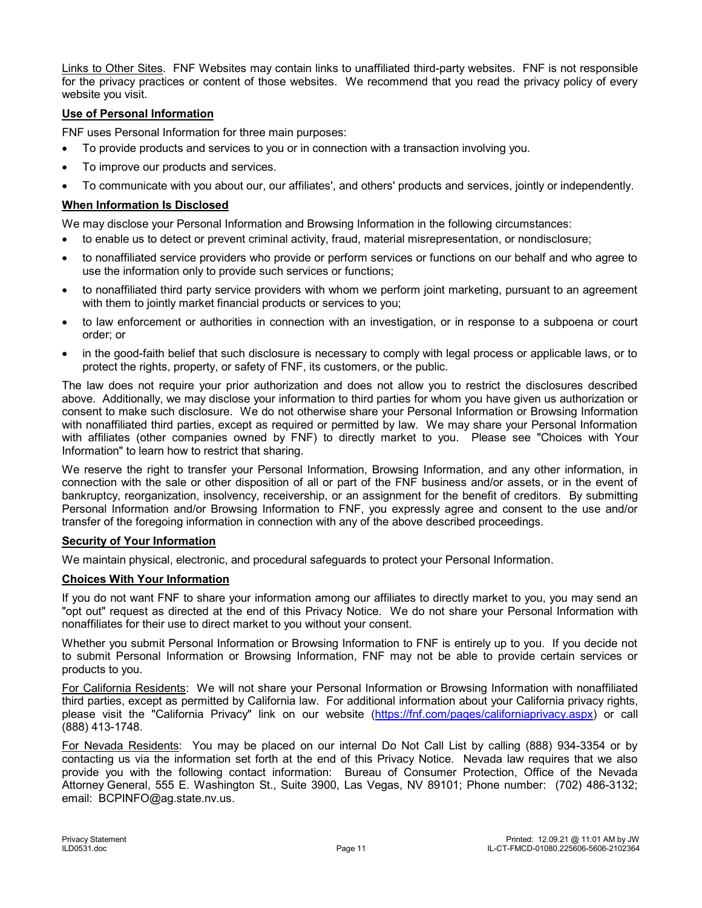Links to Other Sites. FNF Websites may contain links to unaffiliated third-party websites. FNF is not responsible for the privacy practices or content of those websites. We recommend that you read the privacy policy of every website you visit.

**Use of Personal Information**

FNF uses Personal Information for three main purposes:

- To provide products and services to you or in connection with a transaction involving you.
- To improve our products and services.
- To communicate with you about our, our affiliates', and others' products and services, jointly or independently.

**When Information Is Disclosed**

We may disclose your Personal Information and Browsing Information in the following circumstances:

- to enable us to detect or prevent criminal activity, fraud, material misrepresentation, or nondisclosure;
- to nonaffiliated service providers who provide or perform services or functions on our behalf and who agree to use the information only to provide such services or functions;
- to nonaffiliated third party service providers with whom we perform joint marketing, pursuant to an agreement with them to jointly market financial products or services to you;
- to law enforcement or authorities in connection with an investigation, or in response to a subpoena or court order; or
- in the good-faith belief that such disclosure is necessary to comply with legal process or applicable laws, or to protect the rights, property, or safety of FNF, its customers, or the public.

The law does not require your prior authorization and does not allow you to restrict the disclosures described above. Additionally, we may disclose your information to third parties for whom you have given us authorization or consent to make such disclosure. We do not otherwise share your Personal Information or Browsing Information with nonaffiliated third parties, except as required or permitted by law. We may share your Personal Information with affiliates (other companies owned by FNF) to directly market to you. Please see "Choices with Your Information" to learn how to restrict that sharing.

We reserve the right to transfer your Personal Information, Browsing Information, and any other information, in connection with the sale or other disposition of all or part of the FNF business and/or assets, or in the event of bankruptcy, reorganization, insolvency, receivership, or an assignment for the benefit of creditors. By submitting Personal Information and/or Browsing Information to FNF, you expressly agree and consent to the use and/or transfer of the foregoing information in connection with any of the above described proceedings.

**Security of Your Information**

We maintain physical, electronic, and procedural safeguards to protect your Personal Information.

**Choices With Your Information**

If you do not want FNF to share your information among our affiliates to directly market to you, you may send an "opt out" request as directed at the end of this Privacy Notice. We do not share your Personal Information with nonaffiliates for their use to direct market to you without your consent.

Whether you submit Personal Information or Browsing Information to FNF is entirely up to you. If you decide not to submit Personal Information or Browsing Information, FNF may not be able to provide certain services or products to you.

For California Residents: We will not share your Personal Information or Browsing Information with nonaffiliated third parties, except as permitted by California law. For additional information about your California privacy rights, please visit the "California Privacy" link on our website (https://fnf.com/pages/californiaprivacy.aspx) or call (888) 413-1748.

For Nevada Residents: You may be placed on our internal Do Not Call List by calling (888) 934-3354 or by contacting us via the information set forth at the end of this Privacy Notice. Nevada law requires that we also provide you with the following contact information: Bureau of Consumer Protection, Office of the Nevada Attorney General, 555 E. Washington St., Suite 3900, Las Vegas, NV 89101; Phone number: (702) 486-3132; email: BCPINFO@ag.state.nv.us.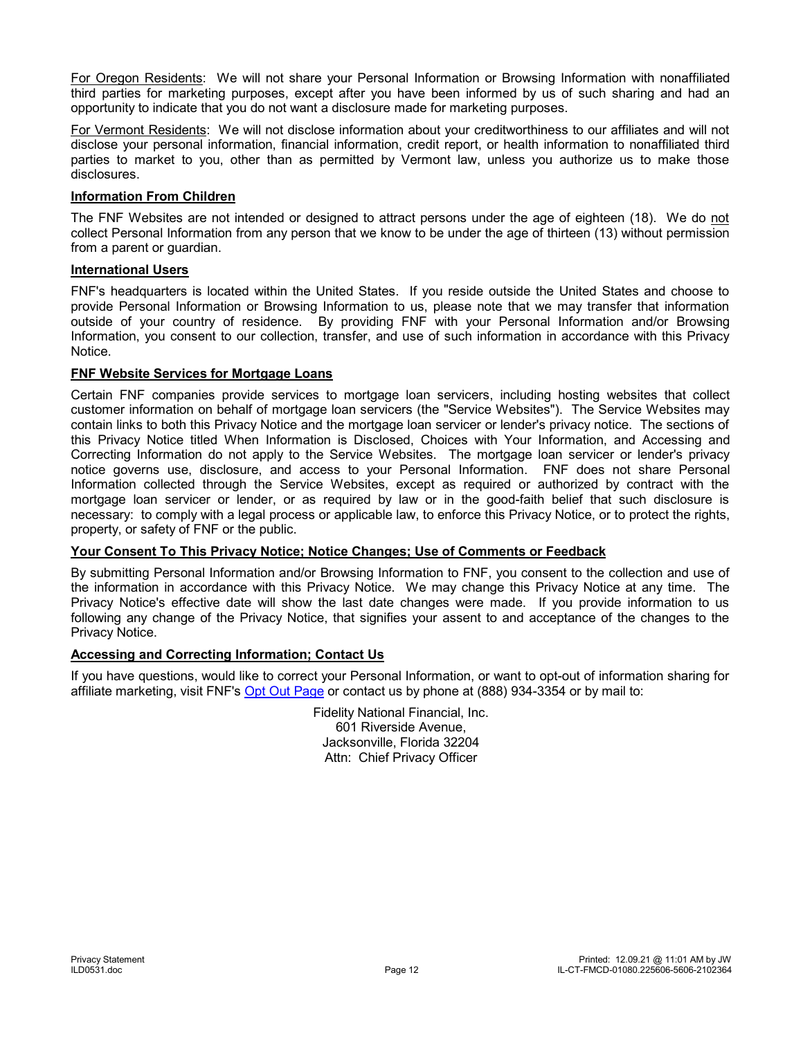For Oregon Residents: We will not share your Personal Information or Browsing Information with nonaffiliated third parties for marketing purposes, except after you have been informed by us of such sharing and had an opportunity to indicate that you do not want a disclosure made for marketing purposes.

For Vermont Residents: We will not disclose information about your creditworthiness to our affiliates and will not disclose your personal information, financial information, credit report, or health information to nonaffiliated third parties to market to you, other than as permitted by Vermont law, unless you authorize us to make those disclosures.

**Information From Children**

The FNF Websites are not intended or designed to attract persons under the age of eighteen (18). We do not collect Personal Information from any person that we know to be under the age of thirteen (13) without permission from a parent or guardian.

**International Users**

FNF's headquarters is located within the United States. If you reside outside the United States and choose to provide Personal Information or Browsing Information to us, please note that we may transfer that information outside of your country of residence. By providing FNF with your Personal Information and/or Browsing Information, you consent to our collection, transfer, and use of such information in accordance with this Privacy Notice.

**FNF Website Services for Mortgage Loans**

Certain FNF companies provide services to mortgage loan servicers, including hosting websites that collect customer information on behalf of mortgage loan servicers (the "Service Websites"). The Service Websites may contain links to both this Privacy Notice and the mortgage loan servicer or lender's privacy notice. The sections of this Privacy Notice titled When Information is Disclosed, Choices with Your Information, and Accessing and Correcting Information do not apply to the Service Websites. The mortgage loan servicer or lender's privacy notice governs use, disclosure, and access to your Personal Information. FNF does not share Personal Information collected through the Service Websites, except as required or authorized by contract with the mortgage loan servicer or lender, or as required by law or in the good-faith belief that such disclosure is necessary: to comply with a legal process or applicable law, to enforce this Privacy Notice, or to protect the rights, property, or safety of FNF or the public.

**Your Consent To This Privacy Notice; Notice Changes; Use of Comments or Feedback**

By submitting Personal Information and/or Browsing Information to FNF, you consent to the collection and use of the information in accordance with this Privacy Notice. We may change this Privacy Notice at any time. The Privacy Notice's effective date will show the last date changes were made. If you provide information to us following any change of the Privacy Notice, that signifies your assent to and acceptance of the changes to the Privacy Notice.

**Accessing and Correcting Information; Contact Us**

If you have questions, would like to correct your Personal Information, or want to opt-out of information sharing for affiliate marketing, visit FNF's Opt Out Page or contact us by phone at (888) 934-3354 or by mail to:

Fidelity National Financial, Inc.
601 Riverside Avenue,
Jacksonville, Florida 32204
Attn: Chief Privacy Officer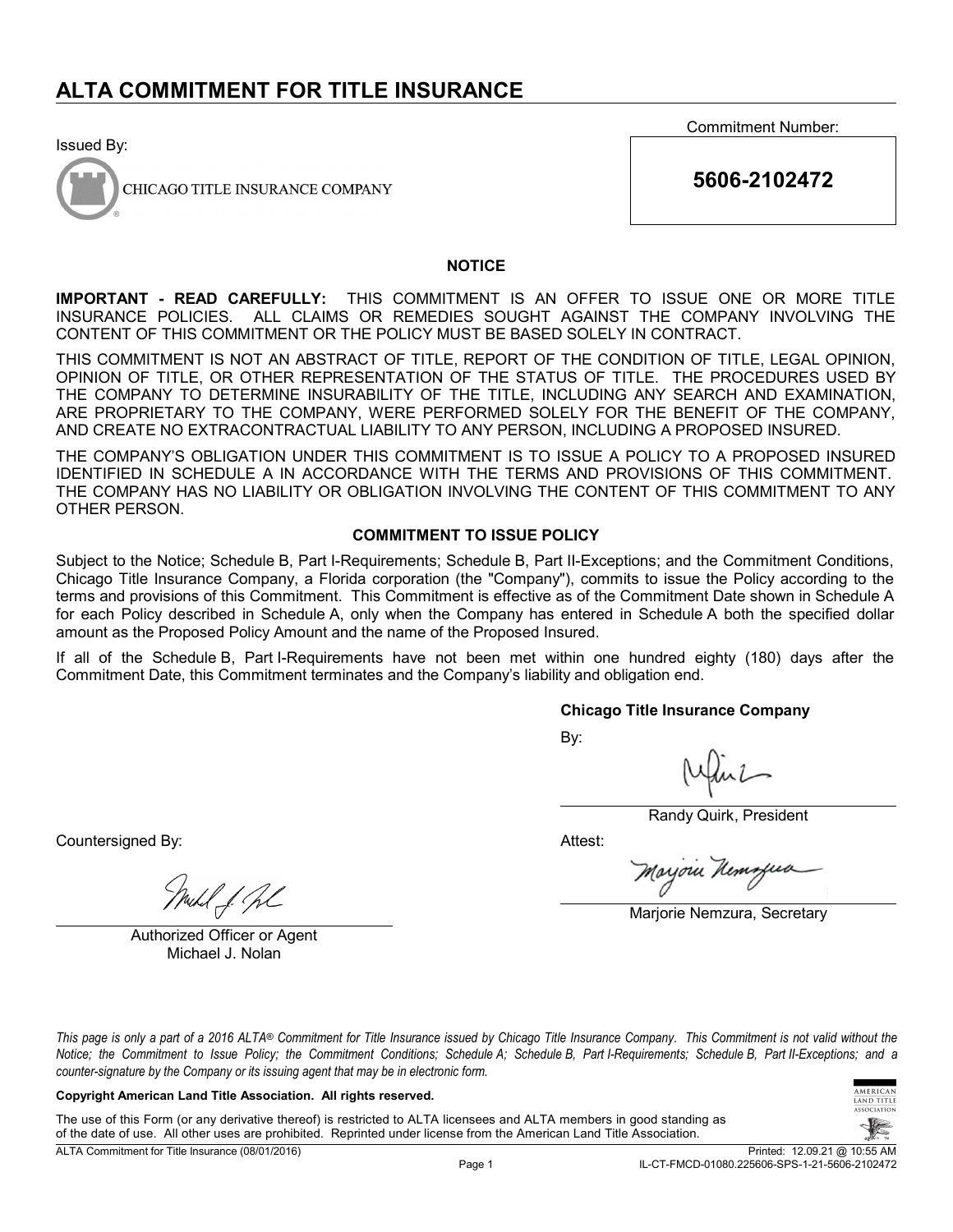# ALTA COMMITMENT FOR TITLE INSURANCE

Issued By:

CHICAGO TITLE INSURANCE COMPANY

Commitment Number:

**5606-2102472**

### NOTICE

**IMPORTANT - READ CAREFULLY:** THIS COMMITMENT IS AN OFFER TO ISSUE ONE OR MORE TITLE INSURANCE POLICIES. ALL CLAIMS OR REMEDIES SOUGHT AGAINST THE COMPANY INVOLVING THE CONTENT OF THIS COMMITMENT OR THE POLICY MUST BE BASED SOLELY IN CONTRACT.

THIS COMMITMENT IS NOT AN ABSTRACT OF TITLE, REPORT OF THE CONDITION OF TITLE, LEGAL OPINION, OPINION OF TITLE, OR OTHER REPRESENTATION OF THE STATUS OF TITLE. THE PROCEDURES USED BY THE COMPANY TO DETERMINE INSURABILITY OF THE TITLE, INCLUDING ANY SEARCH AND EXAMINATION, ARE PROPRIETARY TO THE COMPANY, WERE PERFORMED SOLELY FOR THE BENEFIT OF THE COMPANY, AND CREATE NO EXTRACONTRACTUAL LIABILITY TO ANY PERSON, INCLUDING A PROPOSED INSURED.

THE COMPANY'S OBLIGATION UNDER THIS COMMITMENT IS TO ISSUE A POLICY TO A PROPOSED INSURED IDENTIFIED IN SCHEDULE A IN ACCORDANCE WITH THE TERMS AND PROVISIONS OF THIS COMMITMENT. THE COMPANY HAS NO LIABILITY OR OBLIGATION INVOLVING THE CONTENT OF THIS COMMITMENT TO ANY OTHER PERSON.

### COMMITMENT TO ISSUE POLICY

Subject to the Notice; Schedule B, Part I-Requirements; Schedule B, Part II-Exceptions; and the Commitment Conditions, Chicago Title Insurance Company, a Florida corporation (the "Company"), commits to issue the Policy according to the terms and provisions of this Commitment. This Commitment is effective as of the Commitment Date shown in Schedule A for each Policy described in Schedule A, only when the Company has entered in Schedule A both the specified dollar amount as the Proposed Policy Amount and the name of the Proposed Insured.

If all of the Schedule B, Part I-Requirements have not been met within one hundred eighty (180) days after the Commitment Date, this Commitment terminates and the Company's liability and obligation end.

**Chicago Title Insurance Company**

By:

Randy Quirk, President

Attest:

Marjorie Nemzura, Secretary

Countersigned By:

Authorized Officer or Agent
Michael J. Nolan

*This page is only a part of a 2016 ALTA® Commitment for Title Insurance issued by Chicago Title Insurance Company. This Commitment is not valid without the Notice; the Commitment to Issue Policy; the Commitment Conditions; Schedule A; Schedule B, Part I-Requirements; Schedule B, Part II-Exceptions; and a counter-signature by the Company or its issuing agent that may be in electronic form.*

**Copyright American Land Title Association. All rights reserved.**

The use of this Form (or any derivative thereof) is restricted to ALTA licensees and ALTA members in good standing as of the date of use. All other uses are prohibited. Reprinted under license from the American Land Title Association.

ALTA Commitment for Title Insurance (08/01/2016)

Printed: 12.09.21 @ 10:55 AM
IL-CT-FMCD-01080.225606-SPS-1-21-5606-2102472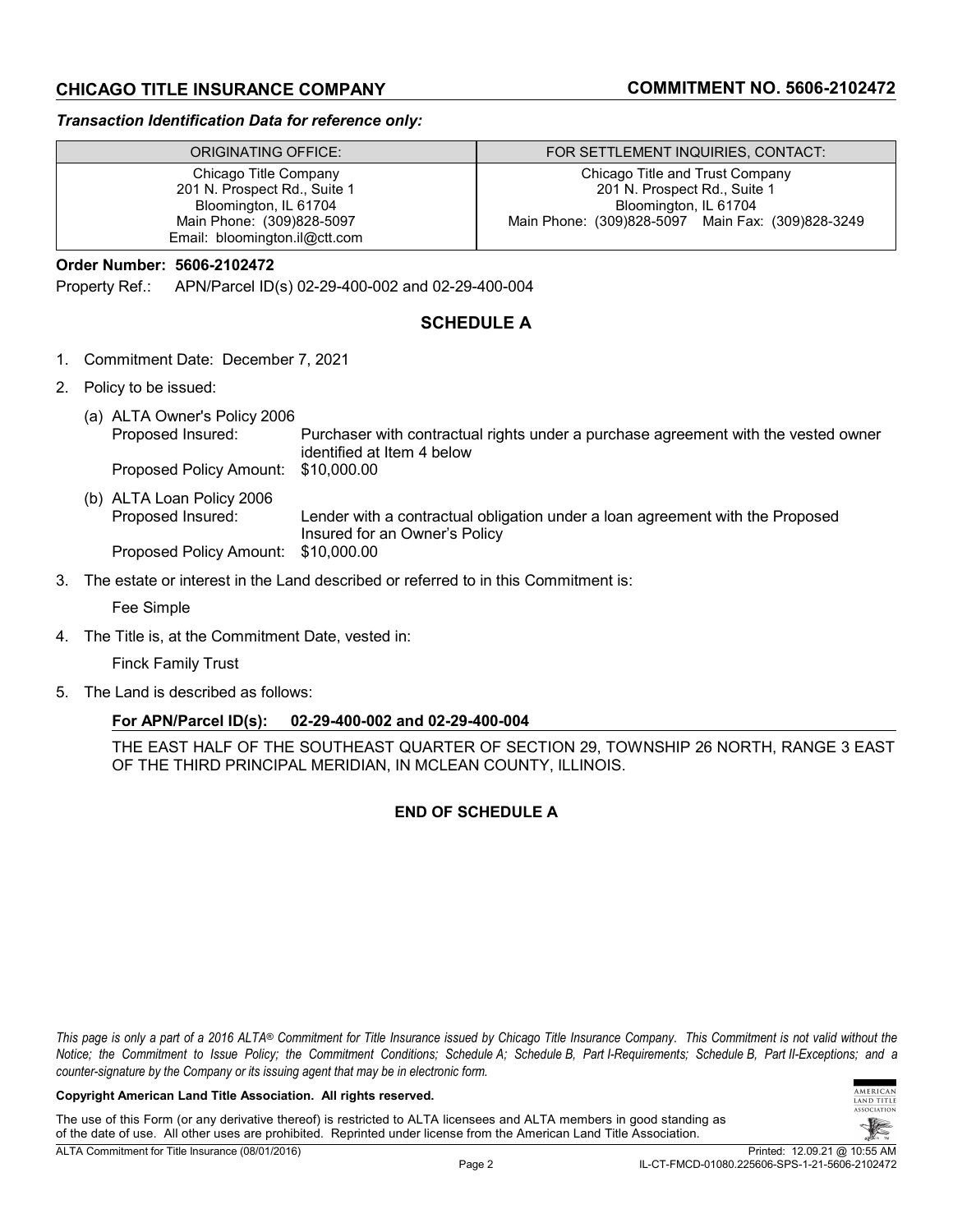## CHICAGO TITLE INSURANCE COMPANY

## COMMITMENT NO. 5606-2102472

***Transaction Identification Data for reference only:***

| ORIGINATING OFFICE: | FOR SETTLEMENT INQUIRIES, CONTACT: |
|---|---|
| Chicago Title Company<br>201 N. Prospect Rd., Suite 1<br>Bloomington, IL 61704<br>Main Phone: (309)828-5097<br>Email: bloomington.il@ctt.com | Chicago Title and Trust Company<br>201 N. Prospect Rd., Suite 1<br>Bloomington, IL 61704<br>Main Phone: (309)828-5097 Main Fax: (309)828-3249 |

**Order Number: 5606-2102472**

Property Ref.: APN/Parcel ID(s) 02-29-400-002 and 02-29-400-004

## SCHEDULE A

1. Commitment Date: December 7, 2021

2. Policy to be issued:

   (a) ALTA Owner's Policy 2006
   Proposed Insured: Purchaser with contractual rights under a purchase agreement with the vested owner identified at Item 4 below
   Proposed Policy Amount: $10,000.00

   (b) ALTA Loan Policy 2006
   Proposed Insured: Lender with a contractual obligation under a loan agreement with the Proposed Insured for an Owner's Policy
   Proposed Policy Amount: $10,000.00

3. The estate or interest in the Land described or referred to in this Commitment is:

   Fee Simple

4. The Title is, at the Commitment Date, vested in:

   Finck Family Trust

5. The Land is described as follows:

   **For APN/Parcel ID(s): 02-29-400-002 and 02-29-400-004**

   THE EAST HALF OF THE SOUTHEAST QUARTER OF SECTION 29, TOWNSHIP 26 NORTH, RANGE 3 EAST OF THE THIRD PRINCIPAL MERIDIAN, IN MCLEAN COUNTY, ILLINOIS.

**END OF SCHEDULE A**

*This page is only a part of a 2016 ALTA® Commitment for Title Insurance issued by Chicago Title Insurance Company. This Commitment is not valid without the Notice; the Commitment to Issue Policy; the Commitment Conditions; Schedule A; Schedule B, Part I-Requirements; Schedule B, Part II-Exceptions; and a counter-signature by the Company or its issuing agent that may be in electronic form.*

**Copyright American Land Title Association. All rights reserved.**

The use of this Form (or any derivative thereof) is restricted to ALTA licensees and ALTA members in good standing as of the date of use. All other uses are prohibited. Reprinted under license from the American Land Title Association.

ALTA Commitment for Title Insurance (08/01/2016)

Printed: 12.09.21 @ 10:55 AM
IL-CT-FMCD-01080.225606-SPS-1-21-5606-2102472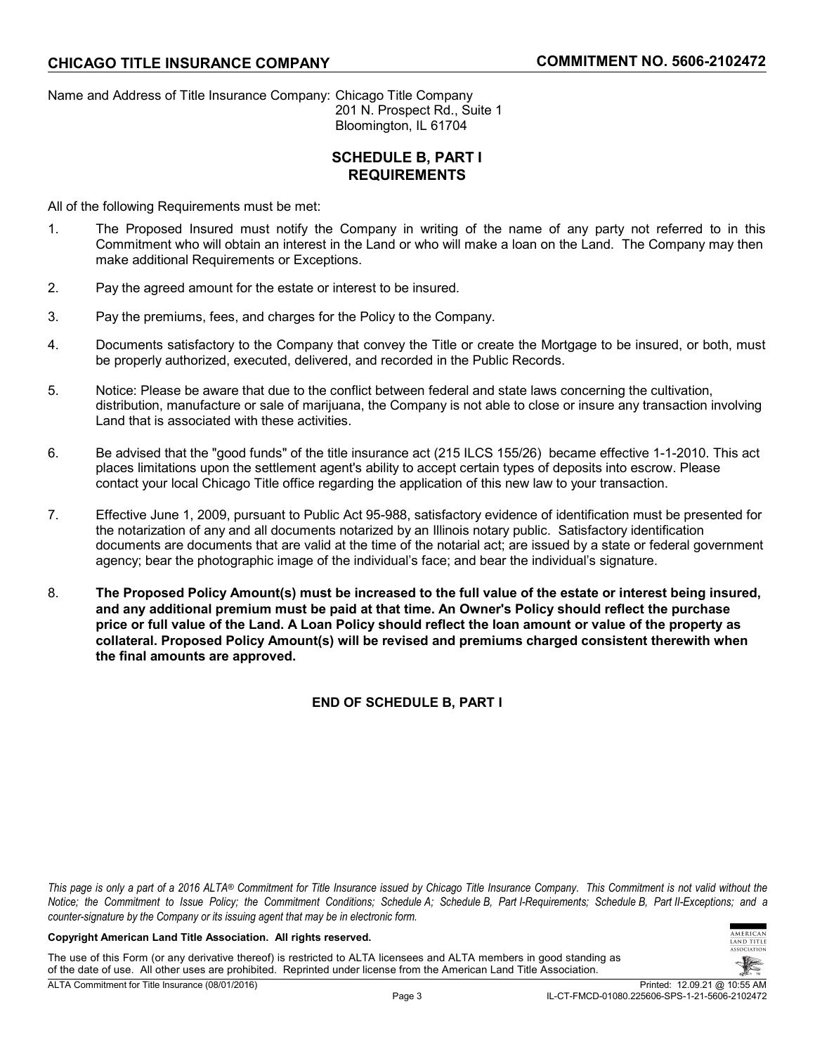Name and Address of Title Insurance Company: Chicago Title Company
201 N. Prospect Rd., Suite 1
Bloomington, IL 61704

## SCHEDULE B, PART I
## REQUIREMENTS

All of the following Requirements must be met:

1. The Proposed Insured must notify the Company in writing of the name of any party not referred to in this Commitment who will obtain an interest in the Land or who will make a loan on the Land. The Company may then make additional Requirements or Exceptions.

2. Pay the agreed amount for the estate or interest to be insured.

3. Pay the premiums, fees, and charges for the Policy to the Company.

4. Documents satisfactory to the Company that convey the Title or create the Mortgage to be insured, or both, must be properly authorized, executed, delivered, and recorded in the Public Records.

5. Notice: Please be aware that due to the conflict between federal and state laws concerning the cultivation, distribution, manufacture or sale of marijuana, the Company is not able to close or insure any transaction involving Land that is associated with these activities.

6. Be advised that the "good funds" of the title insurance act (215 ILCS 155/26) became effective 1-1-2010. This act places limitations upon the settlement agent's ability to accept certain types of deposits into escrow. Please contact your local Chicago Title office regarding the application of this new law to your transaction.

7. Effective June 1, 2009, pursuant to Public Act 95-988, satisfactory evidence of identification must be presented for the notarization of any and all documents notarized by an Illinois notary public. Satisfactory identification documents are documents that are valid at the time of the notarial act; are issued by a state or federal government agency; bear the photographic image of the individual's face; and bear the individual's signature.

8. **The Proposed Policy Amount(s) must be increased to the full value of the estate or interest being insured, and any additional premium must be paid at that time. An Owner's Policy should reflect the purchase price or full value of the Land. A Loan Policy should reflect the loan amount or value of the property as collateral. Proposed Policy Amount(s) will be revised and premiums charged consistent therewith when the final amounts are approved.**

**END OF SCHEDULE B, PART I**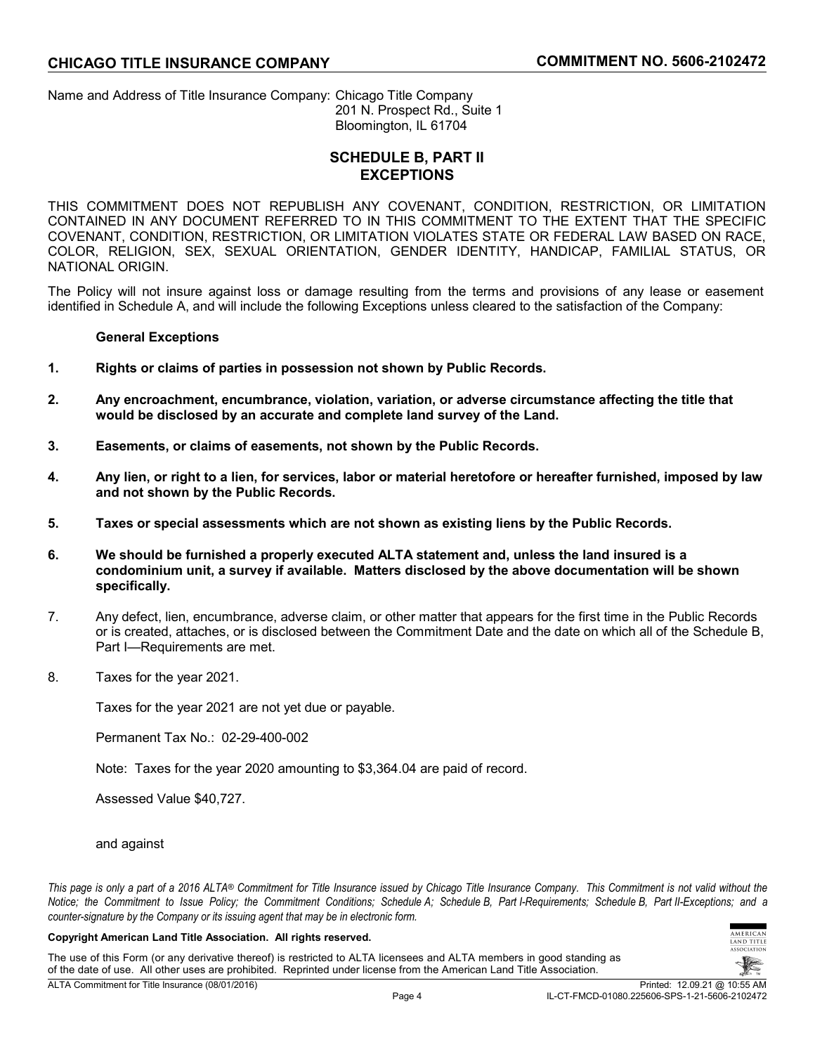Name and Address of Title Insurance Company: Chicago Title Company
201 N. Prospect Rd., Suite 1
Bloomington, IL 61704

## SCHEDULE B, PART II
## EXCEPTIONS

THIS COMMITMENT DOES NOT REPUBLISH ANY COVENANT, CONDITION, RESTRICTION, OR LIMITATION CONTAINED IN ANY DOCUMENT REFERRED TO IN THIS COMMITMENT TO THE EXTENT THAT THE SPECIFIC COVENANT, CONDITION, RESTRICTION, OR LIMITATION VIOLATES STATE OR FEDERAL LAW BASED ON RACE, COLOR, RELIGION, SEX, SEXUAL ORIENTATION, GENDER IDENTITY, HANDICAP, FAMILIAL STATUS, OR NATIONAL ORIGIN.

The Policy will not insure against loss or damage resulting from the terms and provisions of any lease or easement identified in Schedule A, and will include the following Exceptions unless cleared to the satisfaction of the Company:

**General Exceptions**

1. **Rights or claims of parties in possession not shown by Public Records.**

2. **Any encroachment, encumbrance, violation, variation, or adverse circumstance affecting the title that would be disclosed by an accurate and complete land survey of the Land.**

3. **Easements, or claims of easements, not shown by the Public Records.**

4. **Any lien, or right to a lien, for services, labor or material heretofore or hereafter furnished, imposed by law and not shown by the Public Records.**

5. **Taxes or special assessments which are not shown as existing liens by the Public Records.**

6. **We should be furnished a properly executed ALTA statement and, unless the land insured is a condominium unit, a survey if available. Matters disclosed by the above documentation will be shown specifically.**

7. Any defect, lien, encumbrance, adverse claim, or other matter that appears for the first time in the Public Records or is created, attaches, or is disclosed between the Commitment Date and the date on which all of the Schedule B, Part I—Requirements are met.

8. Taxes for the year 2021.

   Taxes for the year 2021 are not yet due or payable.

   Permanent Tax No.: 02-29-400-002

   Note: Taxes for the year 2020 amounting to $3,364.04 are paid of record.

   Assessed Value $40,727.

   and against

*This page is only a part of a 2016 ALTA® Commitment for Title Insurance issued by Chicago Title Insurance Company. This Commitment is not valid without the Notice; the Commitment to Issue Policy; the Commitment Conditions; Schedule A; Schedule B, Part I-Requirements; Schedule B, Part II-Exceptions; and a counter-signature by the Company or its issuing agent that may be in electronic form.*

**Copyright American Land Title Association. All rights reserved.**

The use of this Form (or any derivative thereof) is restricted to ALTA licensees and ALTA members in good standing as of the date of use. All other uses are prohibited. Reprinted under license from the American Land Title Association.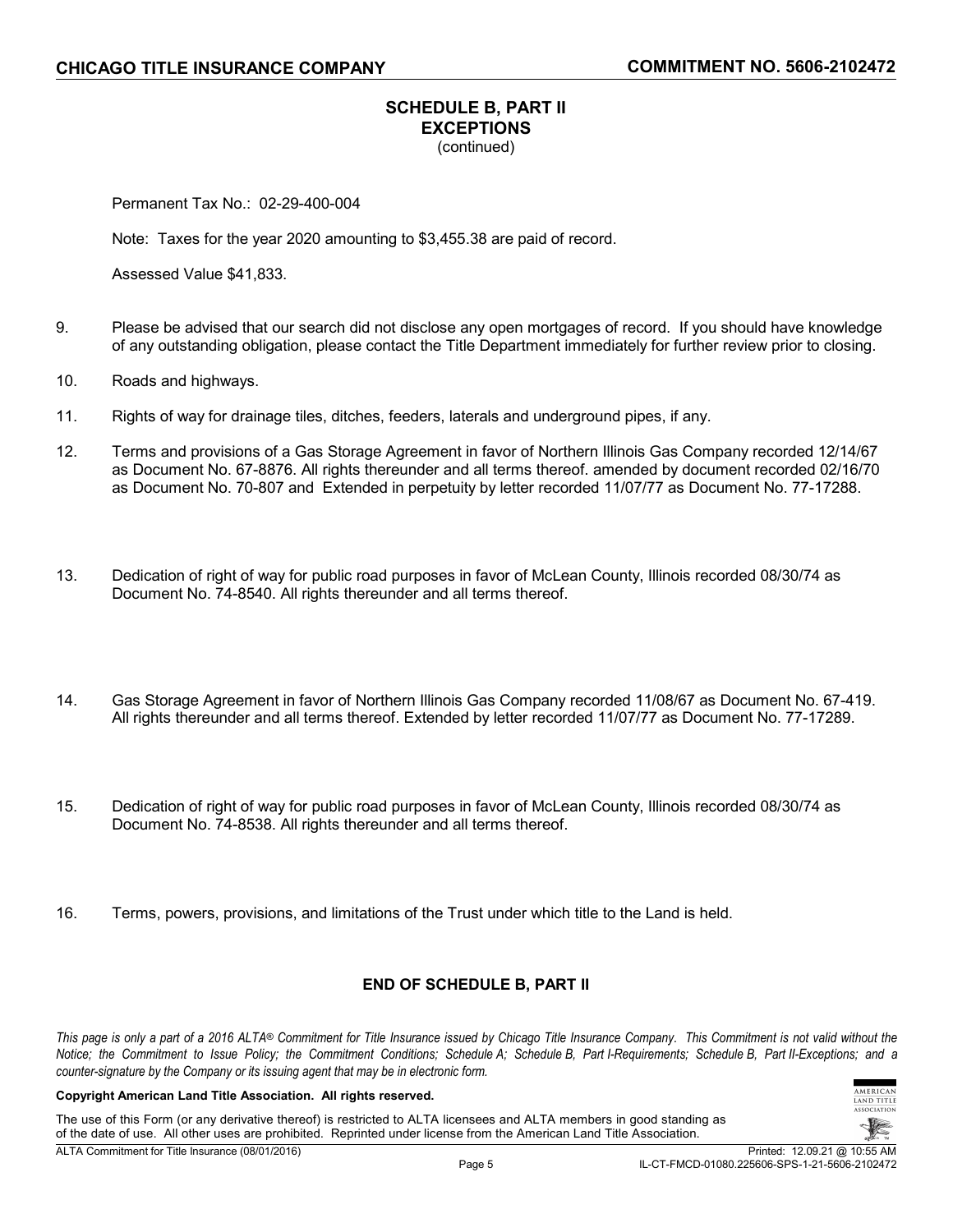## SCHEDULE B, PART II
## EXCEPTIONS
(continued)

Permanent Tax No.: 02-29-400-004

Note: Taxes for the year 2020 amounting to $3,455.38 are paid of record.

Assessed Value $41,833.

9. Please be advised that our search did not disclose any open mortgages of record. If you should have knowledge of any outstanding obligation, please contact the Title Department immediately for further review prior to closing.

10. Roads and highways.

11. Rights of way for drainage tiles, ditches, feeders, laterals and underground pipes, if any.

12. Terms and provisions of a Gas Storage Agreement in favor of Northern Illinois Gas Company recorded 12/14/67 as Document No. 67-8876. All rights thereunder and all terms thereof. amended by document recorded 02/16/70 as Document No. 70-807 and Extended in perpetuity by letter recorded 11/07/77 as Document No. 77-17288.

13. Dedication of right of way for public road purposes in favor of McLean County, Illinois recorded 08/30/74 as Document No. 74-8540. All rights thereunder and all terms thereof.

14. Gas Storage Agreement in favor of Northern Illinois Gas Company recorded 11/08/67 as Document No. 67-419. All rights thereunder and all terms thereof. Extended by letter recorded 11/07/77 as Document No. 77-17289.

15. Dedication of right of way for public road purposes in favor of McLean County, Illinois recorded 08/30/74 as Document No. 74-8538. All rights thereunder and all terms thereof.

16. Terms, powers, provisions, and limitations of the Trust under which title to the Land is held.

**END OF SCHEDULE B, PART II**

*This page is only a part of a 2016 ALTA® Commitment for Title Insurance issued by Chicago Title Insurance Company. This Commitment is not valid without the Notice; the Commitment to Issue Policy; the Commitment Conditions; Schedule A; Schedule B, Part I-Requirements; Schedule B, Part II-Exceptions; and a counter-signature by the Company or its issuing agent that may be in electronic form.*

**Copyright American Land Title Association. All rights reserved.**

The use of this Form (or any derivative thereof) is restricted to ALTA licensees and ALTA members in good standing as of the date of use. All other uses are prohibited. Reprinted under license from the American Land Title Association.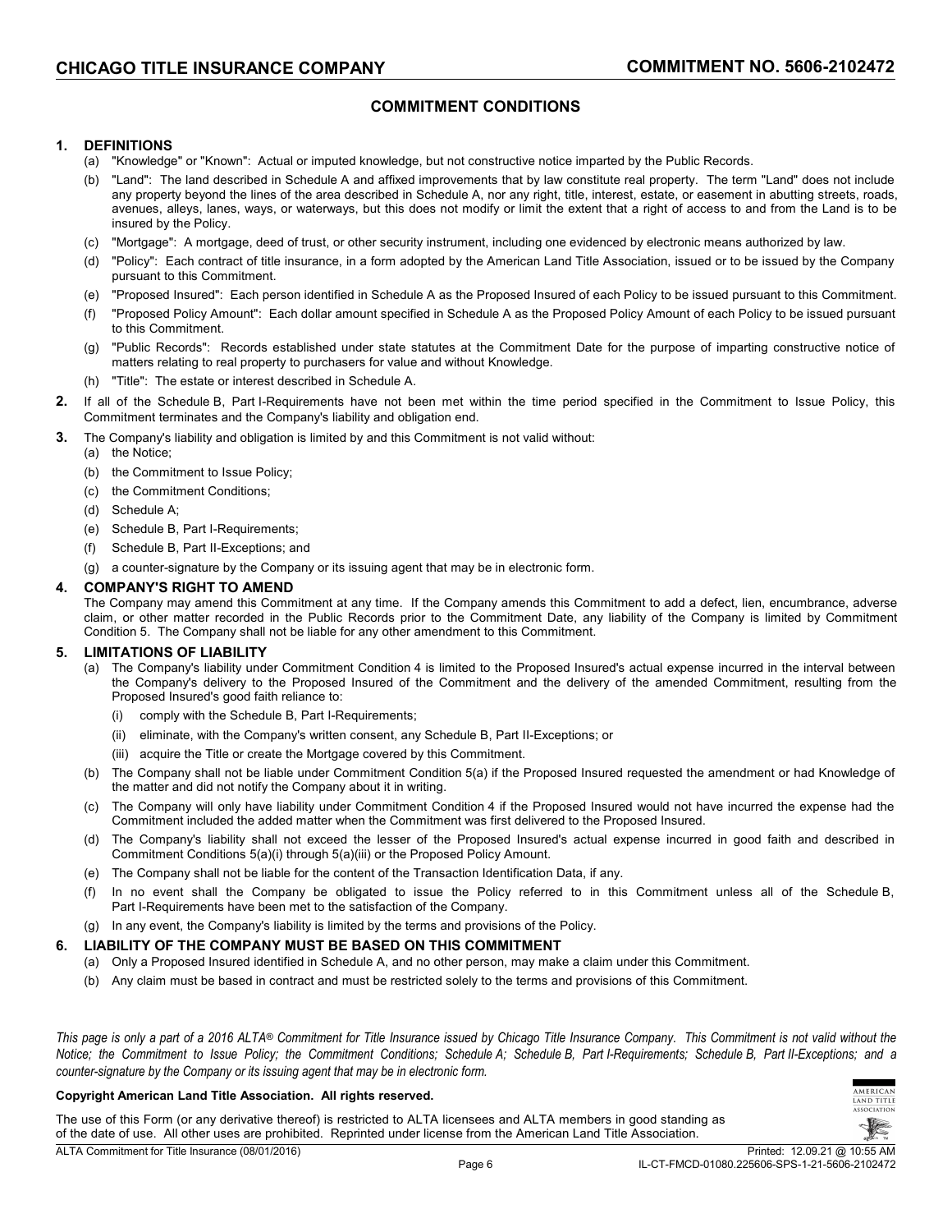## COMMITMENT CONDITIONS

**1. DEFINITIONS**

(a) "Knowledge" or "Known": Actual or imputed knowledge, but not constructive notice imparted by the Public Records.

(b) "Land": The land described in Schedule A and affixed improvements that by law constitute real property. The term "Land" does not include any property beyond the lines of the area described in Schedule A, nor any right, title, interest, estate, or easement in abutting streets, roads, avenues, alleys, lanes, ways, or waterways, but this does not modify or limit the extent that a right of access to and from the Land is to be insured by the Policy.

(c) "Mortgage": A mortgage, deed of trust, or other security instrument, including one evidenced by electronic means authorized by law.

(d) "Policy": Each contract of title insurance, in a form adopted by the American Land Title Association, issued or to be issued by the Company pursuant to this Commitment.

(e) "Proposed Insured": Each person identified in Schedule A as the Proposed Insured of each Policy to be issued pursuant to this Commitment.

(f) "Proposed Policy Amount": Each dollar amount specified in Schedule A as the Proposed Policy Amount of each Policy to be issued pursuant to this Commitment.

(g) "Public Records": Records established under state statutes at the Commitment Date for the purpose of imparting constructive notice of matters relating to real property to purchasers for value and without Knowledge.

(h) "Title": The estate or interest described in Schedule A.

**2.** If all of the Schedule B, Part I-Requirements have not been met within the time period specified in the Commitment to Issue Policy, this Commitment terminates and the Company's liability and obligation end.

**3.** The Company's liability and obligation is limited by and this Commitment is not valid without:

(a) the Notice;

(b) the Commitment to Issue Policy;

(c) the Commitment Conditions;

(d) Schedule A;

(e) Schedule B, Part I-Requirements;

(f) Schedule B, Part II-Exceptions; and

(g) a counter-signature by the Company or its issuing agent that may be in electronic form.

**4. COMPANY'S RIGHT TO AMEND**

The Company may amend this Commitment at any time. If the Company amends this Commitment to add a defect, lien, encumbrance, adverse claim, or other matter recorded in the Public Records prior to the Commitment Date, any liability of the Company is limited by Commitment Condition 5. The Company shall not be liable for any other amendment to this Commitment.

**5. LIMITATIONS OF LIABILITY**

(a) The Company's liability under Commitment Condition 4 is limited to the Proposed Insured's actual expense incurred in the interval between the Company's delivery to the Proposed Insured of the Commitment and the delivery of the amended Commitment, resulting from the Proposed Insured's good faith reliance to:

(i) comply with the Schedule B, Part I-Requirements;

(ii) eliminate, with the Company's written consent, any Schedule B, Part II-Exceptions; or

(iii) acquire the Title or create the Mortgage covered by this Commitment.

(b) The Company shall not be liable under Commitment Condition 5(a) if the Proposed Insured requested the amendment or had Knowledge of the matter and did not notify the Company about it in writing.

(c) The Company will only have liability under Commitment Condition 4 if the Proposed Insured would not have incurred the expense had the Commitment included the added matter when the Commitment was first delivered to the Proposed Insured.

(d) The Company's liability shall not exceed the lesser of the Proposed Insured's actual expense incurred in good faith and described in Commitment Conditions 5(a)(i) through 5(a)(iii) or the Proposed Policy Amount.

(e) The Company shall not be liable for the content of the Transaction Identification Data, if any.

(f) In no event shall the Company be obligated to issue the Policy referred to in this Commitment unless all of the Schedule B, Part I-Requirements have been met to the satisfaction of the Company.

(g) In any event, the Company's liability is limited by the terms and provisions of the Policy.

**6. LIABILITY OF THE COMPANY MUST BE BASED ON THIS COMMITMENT**

(a) Only a Proposed Insured identified in Schedule A, and no other person, may make a claim under this Commitment.

(b) Any claim must be based in contract and must be restricted solely to the terms and provisions of this Commitment.

*This page is only a part of a 2016 ALTA® Commitment for Title Insurance issued by Chicago Title Insurance Company. This Commitment is not valid without the Notice; the Commitment to Issue Policy; the Commitment Conditions; Schedule A; Schedule B, Part I-Requirements; Schedule B, Part II-Exceptions; and a counter-signature by the Company or its issuing agent that may be in electronic form.*

**Copyright American Land Title Association. All rights reserved.**

The use of this Form (or any derivative thereof) is restricted to ALTA licensees and ALTA members in good standing as of the date of use. All other uses are prohibited. Reprinted under license from the American Land Title Association.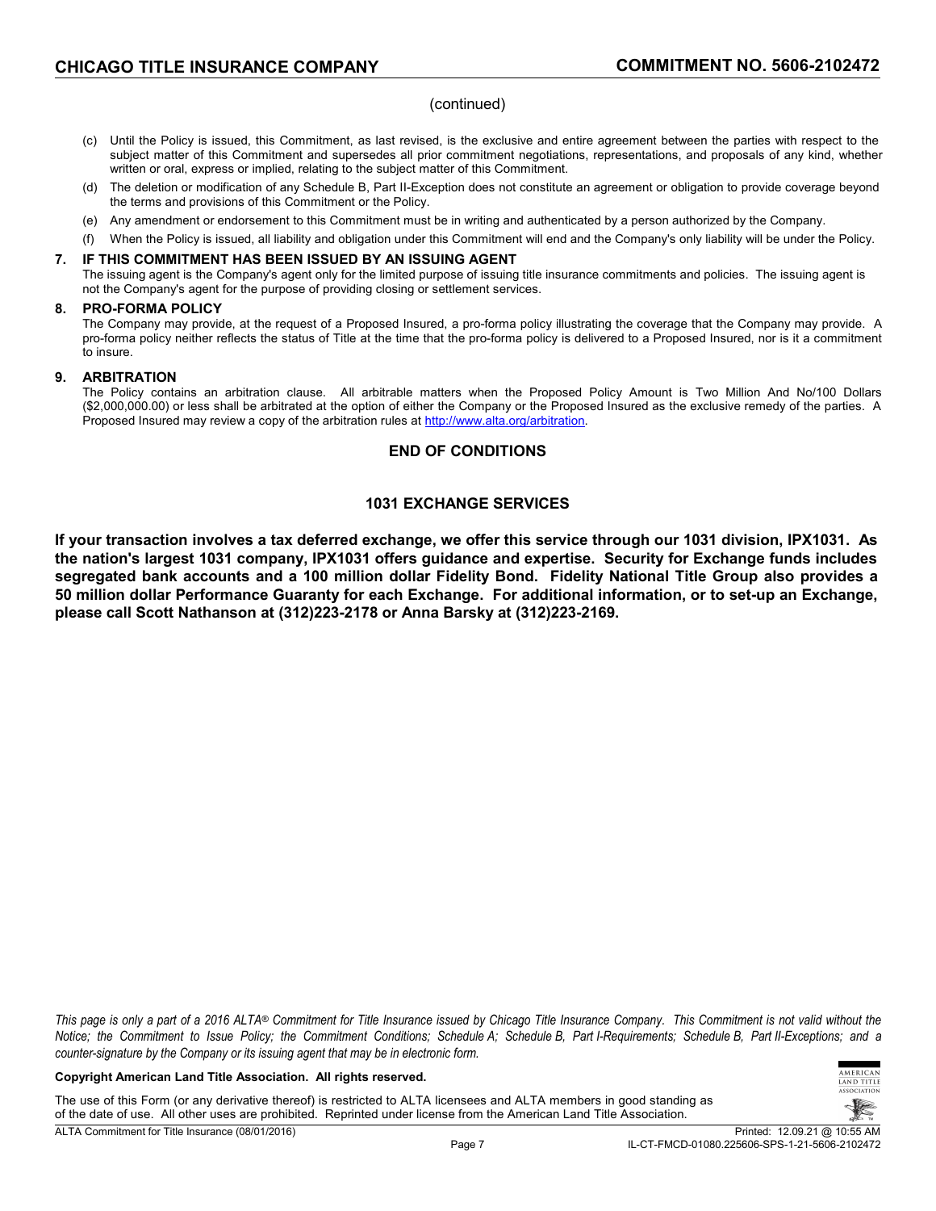(continued)

(c) Until the Policy is issued, this Commitment, as last revised, is the exclusive and entire agreement between the parties with respect to the subject matter of this Commitment and supersedes all prior commitment negotiations, representations, and proposals of any kind, whether written or oral, express or implied, relating to the subject matter of this Commitment.

(d) The deletion or modification of any Schedule B, Part II-Exception does not constitute an agreement or obligation to provide coverage beyond the terms and provisions of this Commitment or the Policy.

(e) Any amendment or endorsement to this Commitment must be in writing and authenticated by a person authorized by the Company.

(f) When the Policy is issued, all liability and obligation under this Commitment will end and the Company's only liability will be under the Policy.

**7. IF THIS COMMITMENT HAS BEEN ISSUED BY AN ISSUING AGENT**

The issuing agent is the Company's agent only for the limited purpose of issuing title insurance commitments and policies. The issuing agent is not the Company's agent for the purpose of providing closing or settlement services.

**8. PRO-FORMA POLICY**

The Company may provide, at the request of a Proposed Insured, a pro-forma policy illustrating the coverage that the Company may provide. A pro-forma policy neither reflects the status of Title at the time that the pro-forma policy is delivered to a Proposed Insured, nor is it a commitment to insure.

**9. ARBITRATION**

The Policy contains an arbitration clause. All arbitrable matters when the Proposed Policy Amount is Two Million And No/100 Dollars ($2,000,000.00) or less shall be arbitrated at the option of either the Company or the Proposed Insured as the exclusive remedy of the parties. A Proposed Insured may review a copy of the arbitration rules at http://www.alta.org/arbitration.

**END OF CONDITIONS**

## 1031 EXCHANGE SERVICES

**If your transaction involves a tax deferred exchange, we offer this service through our 1031 division, IPX1031. As the nation's largest 1031 company, IPX1031 offers guidance and expertise. Security for Exchange funds includes segregated bank accounts and a 100 million dollar Fidelity Bond. Fidelity National Title Group also provides a 50 million dollar Performance Guaranty for each Exchange. For additional information, or to set-up an Exchange, please call Scott Nathanson at (312)223-2178 or Anna Barsky at (312)223-2169.**

*This page is only a part of a 2016 ALTA® Commitment for Title Insurance issued by Chicago Title Insurance Company. This Commitment is not valid without the Notice; the Commitment to Issue Policy; the Commitment Conditions; Schedule A; Schedule B, Part I-Requirements; Schedule B, Part II-Exceptions; and a counter-signature by the Company or its issuing agent that may be in electronic form.*

**Copyright American Land Title Association. All rights reserved.**

The use of this Form (or any derivative thereof) is restricted to ALTA licensees and ALTA members in good standing as of the date of use. All other uses are prohibited. Reprinted under license from the American Land Title Association.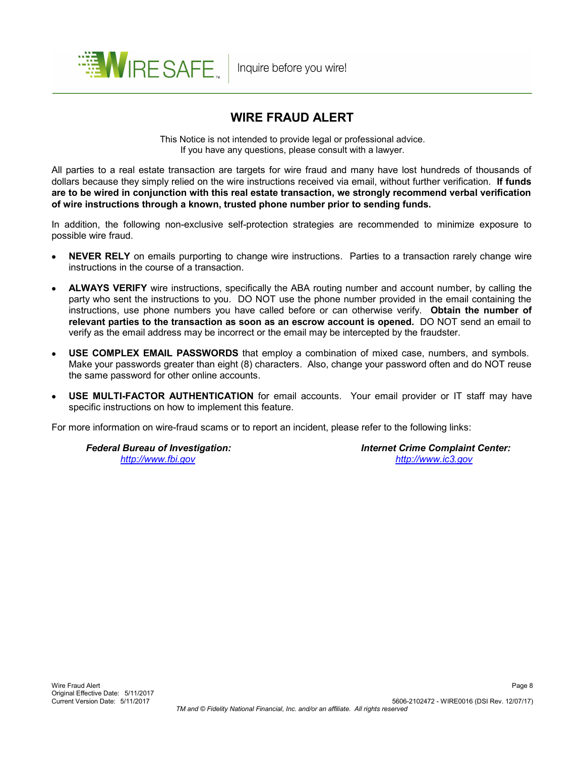WIRE SAFE™ | Inquire before you wire!

# WIRE FRAUD ALERT

This Notice is not intended to provide legal or professional advice.
If you have any questions, please consult with a lawyer.

All parties to a real estate transaction are targets for wire fraud and many have lost hundreds of thousands of dollars because they simply relied on the wire instructions received via email, without further verification. **If funds are to be wired in conjunction with this real estate transaction, we strongly recommend verbal verification of wire instructions through a known, trusted phone number prior to sending funds.**

In addition, the following non-exclusive self-protection strategies are recommended to minimize exposure to possible wire fraud.

- **NEVER RELY** on emails purporting to change wire instructions. Parties to a transaction rarely change wire instructions in the course of a transaction.
- **ALWAYS VERIFY** wire instructions, specifically the ABA routing number and account number, by calling the party who sent the instructions to you. DO NOT use the phone number provided in the email containing the instructions, use phone numbers you have called before or can otherwise verify. **Obtain the number of relevant parties to the transaction as soon as an escrow account is opened.** DO NOT send an email to verify as the email address may be incorrect or the email may be intercepted by the fraudster.
- **USE COMPLEX EMAIL PASSWORDS** that employ a combination of mixed case, numbers, and symbols. Make your passwords greater than eight (8) characters. Also, change your password often and do NOT reuse the same password for other online accounts.
- **USE MULTI-FACTOR AUTHENTICATION** for email accounts. Your email provider or IT staff may have specific instructions on how to implement this feature.

For more information on wire-fraud scams or to report an incident, please refer to the following links:

***Federal Bureau of Investigation:***
http://www.fbi.gov

***Internet Crime Complaint Center:***
http://www.ic3.gov

Wire Fraud Alert
Original Effective Date: 5/11/2017
Current Version Date: 5/11/2017

5606-2102472 - WIRE0016 (DSI Rev. 12/07/17)

*TM and © Fidelity National Financial, Inc. and/or an affiliate. All rights reserved*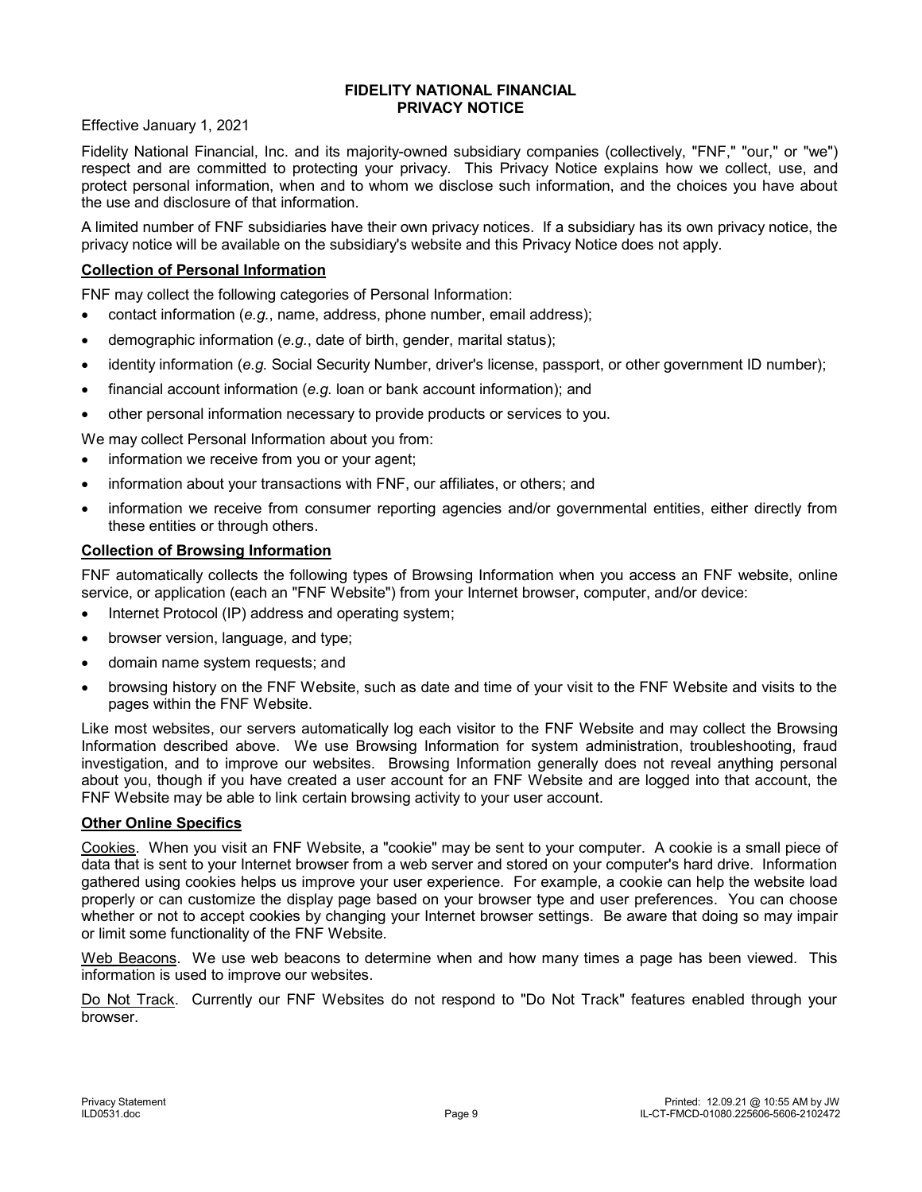# FIDELITY NATIONAL FINANCIAL
# PRIVACY NOTICE

Effective January 1, 2021

Fidelity National Financial, Inc. and its majority-owned subsidiary companies (collectively, "FNF," "our," or "we") respect and are committed to protecting your privacy. This Privacy Notice explains how we collect, use, and protect personal information, when and to whom we disclose such information, and the choices you have about the use and disclosure of that information.

A limited number of FNF subsidiaries have their own privacy notices. If a subsidiary has its own privacy notice, the privacy notice will be available on the subsidiary's website and this Privacy Notice does not apply.

## Collection of Personal Information

FNF may collect the following categories of Personal Information:

- contact information (*e.g.*, name, address, phone number, email address);
- demographic information (*e.g.*, date of birth, gender, marital status);
- identity information (*e.g.* Social Security Number, driver's license, passport, or other government ID number);
- financial account information (*e.g.* loan or bank account information); and
- other personal information necessary to provide products or services to you.

We may collect Personal Information about you from:

- information we receive from you or your agent;
- information about your transactions with FNF, our affiliates, or others; and
- information we receive from consumer reporting agencies and/or governmental entities, either directly from these entities or through others.

## Collection of Browsing Information

FNF automatically collects the following types of Browsing Information when you access an FNF website, online service, or application (each an "FNF Website") from your Internet browser, computer, and/or device:

- Internet Protocol (IP) address and operating system;
- browser version, language, and type;
- domain name system requests; and
- browsing history on the FNF Website, such as date and time of your visit to the FNF Website and visits to the pages within the FNF Website.

Like most websites, our servers automatically log each visitor to the FNF Website and may collect the Browsing Information described above. We use Browsing Information for system administration, troubleshooting, fraud investigation, and to improve our websites. Browsing Information generally does not reveal anything personal about you, though if you have created a user account for an FNF Website and are logged into that account, the FNF Website may be able to link certain browsing activity to your user account.

## Other Online Specifics

Cookies. When you visit an FNF Website, a "cookie" may be sent to your computer. A cookie is a small piece of data that is sent to your Internet browser from a web server and stored on your computer's hard drive. Information gathered using cookies helps us improve your user experience. For example, a cookie can help the website load properly or can customize the display page based on your browser type and user preferences. You can choose whether or not to accept cookies by changing your Internet browser settings. Be aware that doing so may impair or limit some functionality of the FNF Website.

Web Beacons. We use web beacons to determine when and how many times a page has been viewed. This information is used to improve our websites.

Do Not Track. Currently our FNF Websites do not respond to "Do Not Track" features enabled through your browser.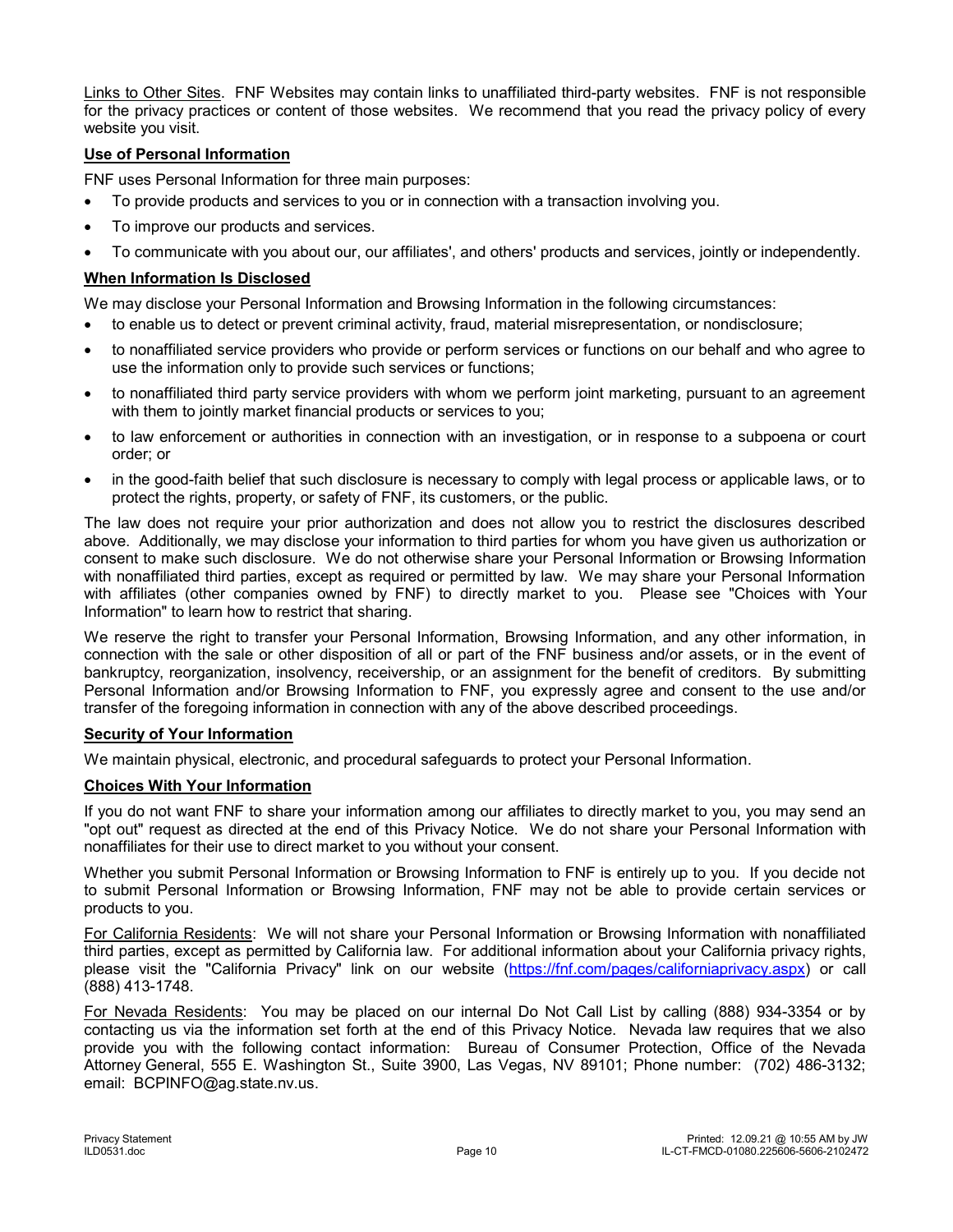Links to Other Sites. FNF Websites may contain links to unaffiliated third-party websites. FNF is not responsible for the privacy practices or content of those websites. We recommend that you read the privacy policy of every website you visit.

**Use of Personal Information**

FNF uses Personal Information for three main purposes:

- To provide products and services to you or in connection with a transaction involving you.
- To improve our products and services.
- To communicate with you about our, our affiliates', and others' products and services, jointly or independently.

**When Information Is Disclosed**

We may disclose your Personal Information and Browsing Information in the following circumstances:

- to enable us to detect or prevent criminal activity, fraud, material misrepresentation, or nondisclosure;
- to nonaffiliated service providers who provide or perform services or functions on our behalf and who agree to use the information only to provide such services or functions;
- to nonaffiliated third party service providers with whom we perform joint marketing, pursuant to an agreement with them to jointly market financial products or services to you;
- to law enforcement or authorities in connection with an investigation, or in response to a subpoena or court order; or
- in the good-faith belief that such disclosure is necessary to comply with legal process or applicable laws, or to protect the rights, property, or safety of FNF, its customers, or the public.

The law does not require your prior authorization and does not allow you to restrict the disclosures described above. Additionally, we may disclose your information to third parties for whom you have given us authorization or consent to make such disclosure. We do not otherwise share your Personal Information or Browsing Information with nonaffiliated third parties, except as required or permitted by law. We may share your Personal Information with affiliates (other companies owned by FNF) to directly market to you. Please see "Choices with Your Information" to learn how to restrict that sharing.

We reserve the right to transfer your Personal Information, Browsing Information, and any other information, in connection with the sale or other disposition of all or part of the FNF business and/or assets, or in the event of bankruptcy, reorganization, insolvency, receivership, or an assignment for the benefit of creditors. By submitting Personal Information and/or Browsing Information to FNF, you expressly agree and consent to the use and/or transfer of the foregoing information in connection with any of the above described proceedings.

**Security of Your Information**

We maintain physical, electronic, and procedural safeguards to protect your Personal Information.

**Choices With Your Information**

If you do not want FNF to share your information among our affiliates to directly market to you, you may send an "opt out" request as directed at the end of this Privacy Notice. We do not share your Personal Information with nonaffiliates for their use to direct market to you without your consent.

Whether you submit Personal Information or Browsing Information to FNF is entirely up to you. If you decide not to submit Personal Information or Browsing Information, FNF may not be able to provide certain services or products to you.

For California Residents: We will not share your Personal Information or Browsing Information with nonaffiliated third parties, except as permitted by California law. For additional information about your California privacy rights, please visit the "California Privacy" link on our website (https://fnf.com/pages/californiaprivacy.aspx) or call (888) 413-1748.

For Nevada Residents: You may be placed on our internal Do Not Call List by calling (888) 934-3354 or by contacting us via the information set forth at the end of this Privacy Notice. Nevada law requires that we also provide you with the following contact information: Bureau of Consumer Protection, Office of the Nevada Attorney General, 555 E. Washington St., Suite 3900, Las Vegas, NV 89101; Phone number: (702) 486-3132; email: BCPINFO@ag.state.nv.us.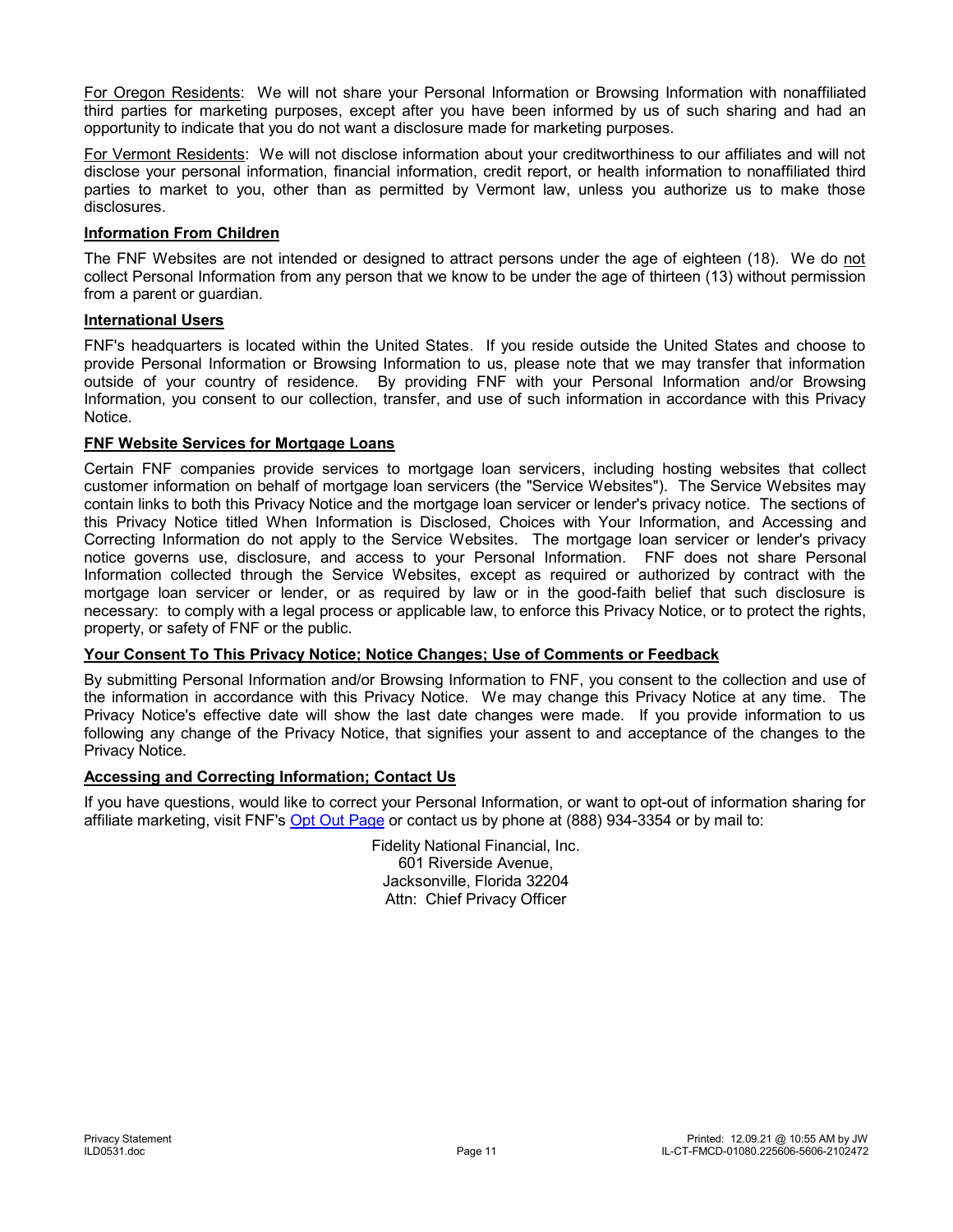For Oregon Residents: We will not share your Personal Information or Browsing Information with nonaffiliated third parties for marketing purposes, except after you have been informed by us of such sharing and had an opportunity to indicate that you do not want a disclosure made for marketing purposes.

For Vermont Residents: We will not disclose information about your creditworthiness to our affiliates and will not disclose your personal information, financial information, credit report, or health information to nonaffiliated third parties to market to you, other than as permitted by Vermont law, unless you authorize us to make those disclosures.

**Information From Children**

The FNF Websites are not intended or designed to attract persons under the age of eighteen (18). We do not collect Personal Information from any person that we know to be under the age of thirteen (13) without permission from a parent or guardian.

**International Users**

FNF's headquarters is located within the United States. If you reside outside the United States and choose to provide Personal Information or Browsing Information to us, please note that we may transfer that information outside of your country of residence. By providing FNF with your Personal Information and/or Browsing Information, you consent to our collection, transfer, and use of such information in accordance with this Privacy Notice.

**FNF Website Services for Mortgage Loans**

Certain FNF companies provide services to mortgage loan servicers, including hosting websites that collect customer information on behalf of mortgage loan servicers (the "Service Websites"). The Service Websites may contain links to both this Privacy Notice and the mortgage loan servicer or lender's privacy notice. The sections of this Privacy Notice titled When Information is Disclosed, Choices with Your Information, and Accessing and Correcting Information do not apply to the Service Websites. The mortgage loan servicer or lender's privacy notice governs use, disclosure, and access to your Personal Information. FNF does not share Personal Information collected through the Service Websites, except as required or authorized by contract with the mortgage loan servicer or lender, or as required by law or in the good-faith belief that such disclosure is necessary: to comply with a legal process or applicable law, to enforce this Privacy Notice, or to protect the rights, property, or safety of FNF or the public.

**Your Consent To This Privacy Notice; Notice Changes; Use of Comments or Feedback**

By submitting Personal Information and/or Browsing Information to FNF, you consent to the collection and use of the information in accordance with this Privacy Notice. We may change this Privacy Notice at any time. The Privacy Notice's effective date will show the last date changes were made. If you provide information to us following any change of the Privacy Notice, that signifies your assent to and acceptance of the changes to the Privacy Notice.

**Accessing and Correcting Information; Contact Us**

If you have questions, would like to correct your Personal Information, or want to opt-out of information sharing for affiliate marketing, visit FNF's Opt Out Page or contact us by phone at (888) 934-3354 or by mail to:

Fidelity National Financial, Inc.
601 Riverside Avenue,
Jacksonville, Florida 32204
Attn: Chief Privacy Officer